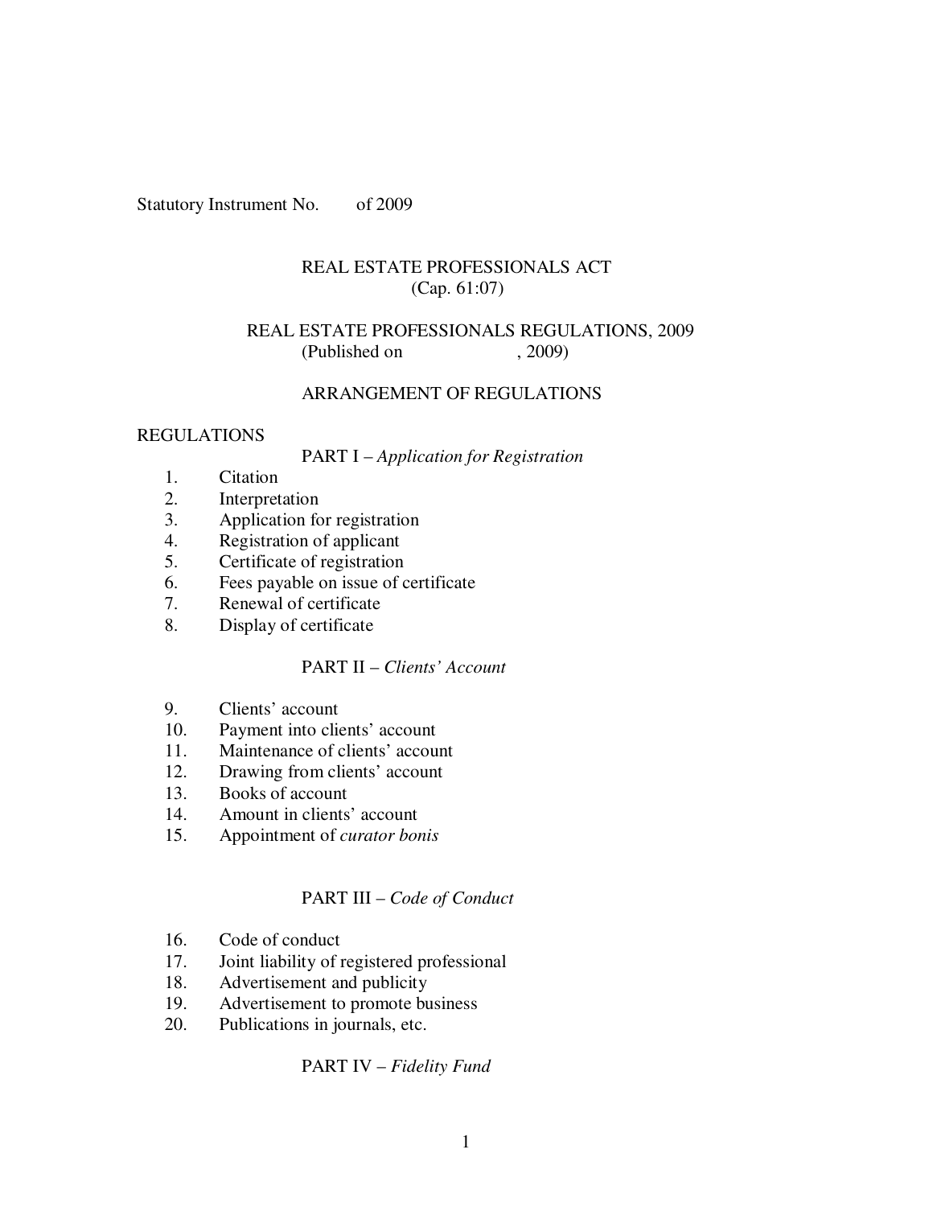Statutory Instrument No. of 2009

# REAL ESTATE PROFESSIONALS ACT
(Cap. 61:07)

## REAL ESTATE PROFESSIONALS REGULATIONS, 2009
(Published on , 2009)

### ARRANGEMENT OF REGULATIONS

REGULATIONS

PART I – *Application for Registration*

1. Citation
2. Interpretation
3. Application for registration
4. Registration of applicant
5. Certificate of registration
6. Fees payable on issue of certificate
7. Renewal of certificate
8. Display of certificate

PART II – *Clients' Account*

9. Clients' account
10. Payment into clients' account
11. Maintenance of clients' account
12. Drawing from clients' account
13. Books of account
14. Amount in clients' account
15. Appointment of *curator bonis*

PART III – *Code of Conduct*

16. Code of conduct
17. Joint liability of registered professional
18. Advertisement and publicity
19. Advertisement to promote business
20. Publications in journals, etc.

PART IV – *Fidelity Fund*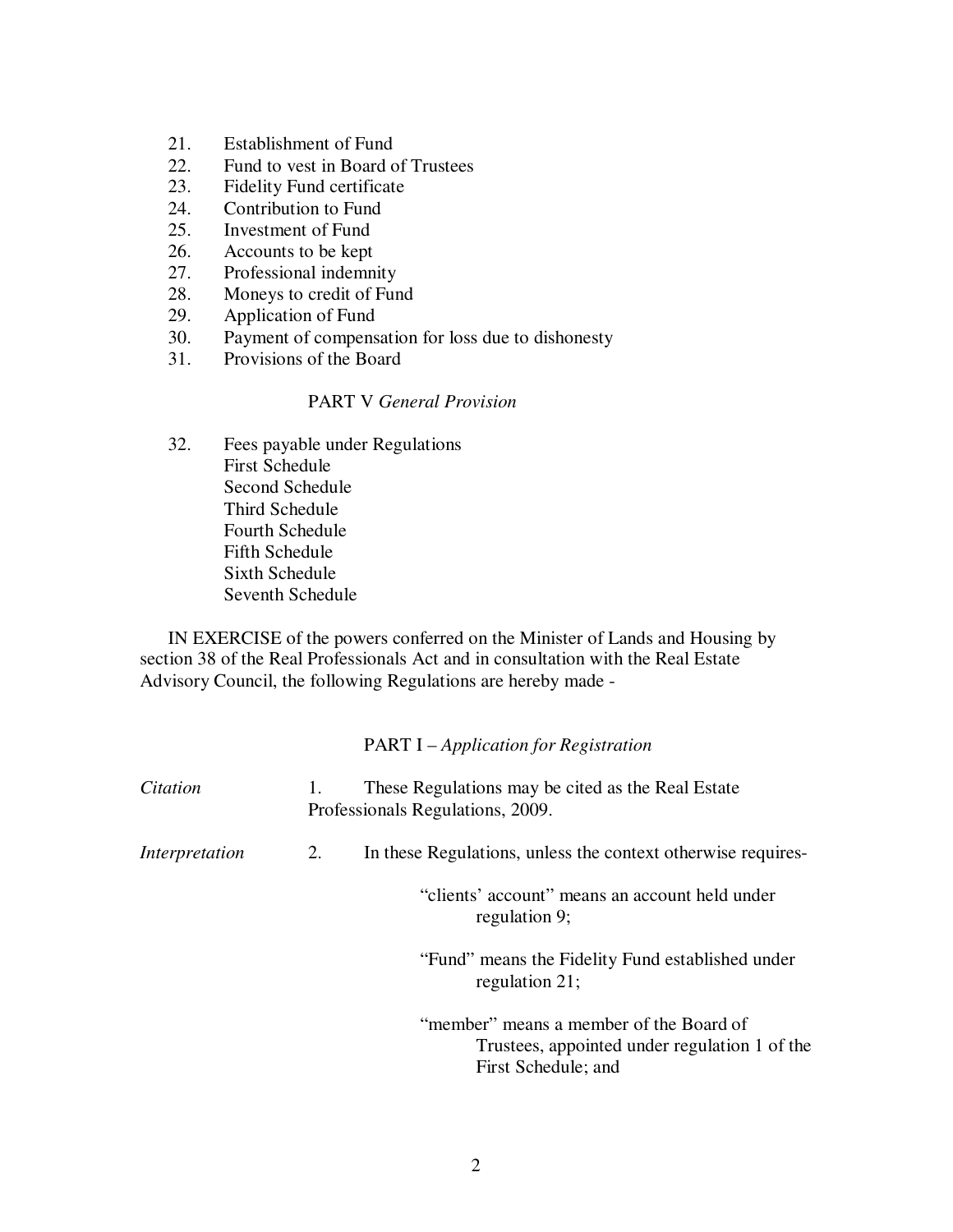21. Establishment of Fund
22. Fund to vest in Board of Trustees
23. Fidelity Fund certificate
24. Contribution to Fund
25. Investment of Fund
26. Accounts to be kept
27. Professional indemnity
28. Moneys to credit of Fund
29. Application of Fund
30. Payment of compensation for loss due to dishonesty
31. Provisions of the Board

PART V *General Provision*

32. Fees payable under Regulations

First Schedule
Second Schedule
Third Schedule
Fourth Schedule
Fifth Schedule
Sixth Schedule
Seventh Schedule

IN EXERCISE of the powers conferred on the Minister of Lands and Housing by section 38 of the Real Professionals Act and in consultation with the Real Estate Advisory Council, the following Regulations are hereby made -

## PART I – *Application for Registration*

*Citation*

1. These Regulations may be cited as the Real Estate Professionals Regulations, 2009.

*Interpretation*

2. In these Regulations, unless the context otherwise requires-

"clients' account" means an account held under regulation 9;

"Fund" means the Fidelity Fund established under regulation 21;

"member" means a member of the Board of Trustees, appointed under regulation 1 of the First Schedule; and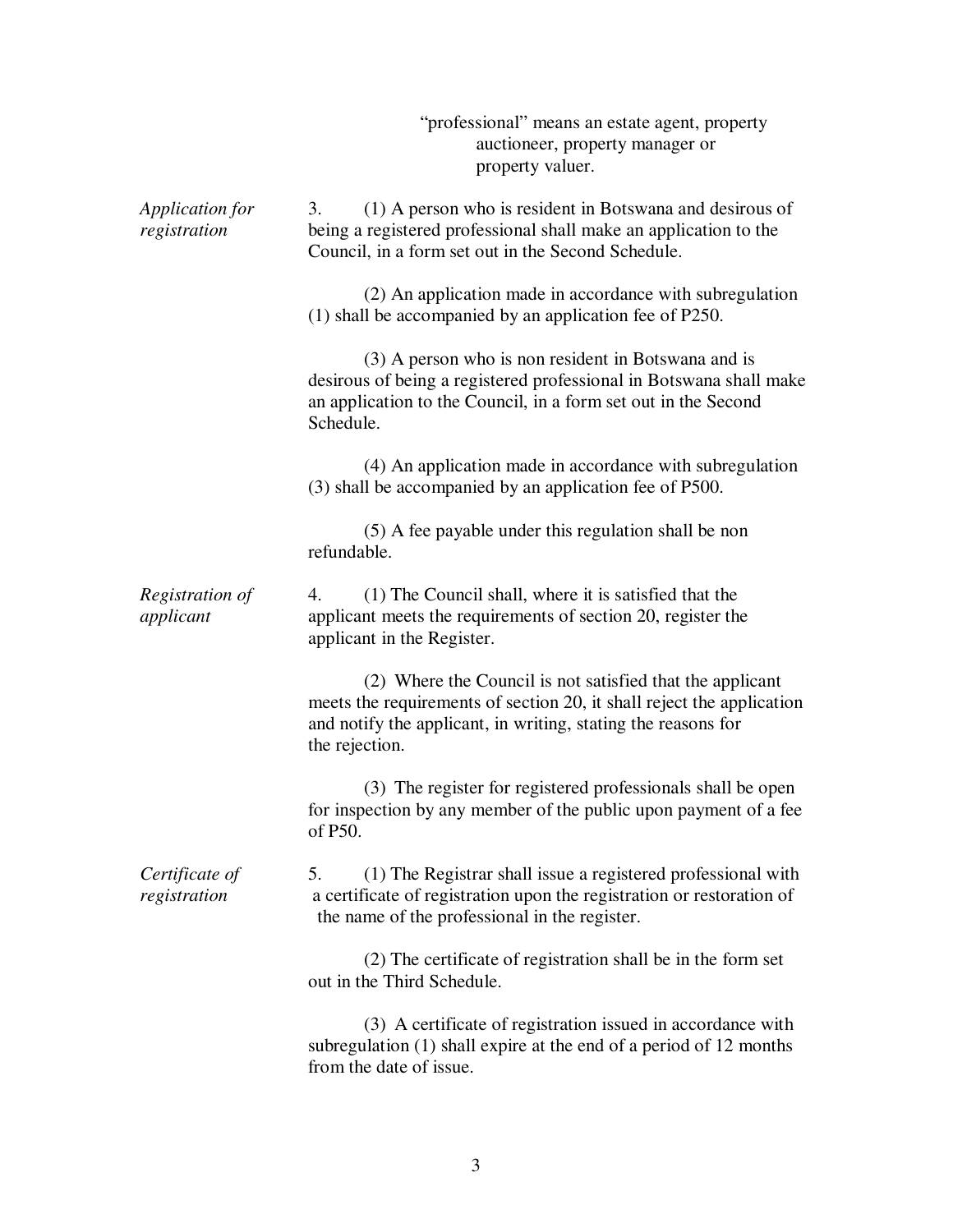"professional" means an estate agent, property auctioneer, property manager or property valuer.

*Application for registration*

3. (1) A person who is resident in Botswana and desirous of being a registered professional shall make an application to the Council, in a form set out in the Second Schedule.

(2) An application made in accordance with subregulation (1) shall be accompanied by an application fee of P250.

(3) A person who is non resident in Botswana and is desirous of being a registered professional in Botswana shall make an application to the Council, in a form set out in the Second Schedule.

(4) An application made in accordance with subregulation (3) shall be accompanied by an application fee of P500.

(5) A fee payable under this regulation shall be non refundable.

*Registration of applicant*

4. (1) The Council shall, where it is satisfied that the applicant meets the requirements of section 20, register the applicant in the Register.

(2) Where the Council is not satisfied that the applicant meets the requirements of section 20, it shall reject the application and notify the applicant, in writing, stating the reasons for the rejection.

(3) The register for registered professionals shall be open for inspection by any member of the public upon payment of a fee of P50.

*Certificate of registration*

5. (1) The Registrar shall issue a registered professional with a certificate of registration upon the registration or restoration of the name of the professional in the register.

(2) The certificate of registration shall be in the form set out in the Third Schedule.

(3) A certificate of registration issued in accordance with subregulation (1) shall expire at the end of a period of 12 months from the date of issue.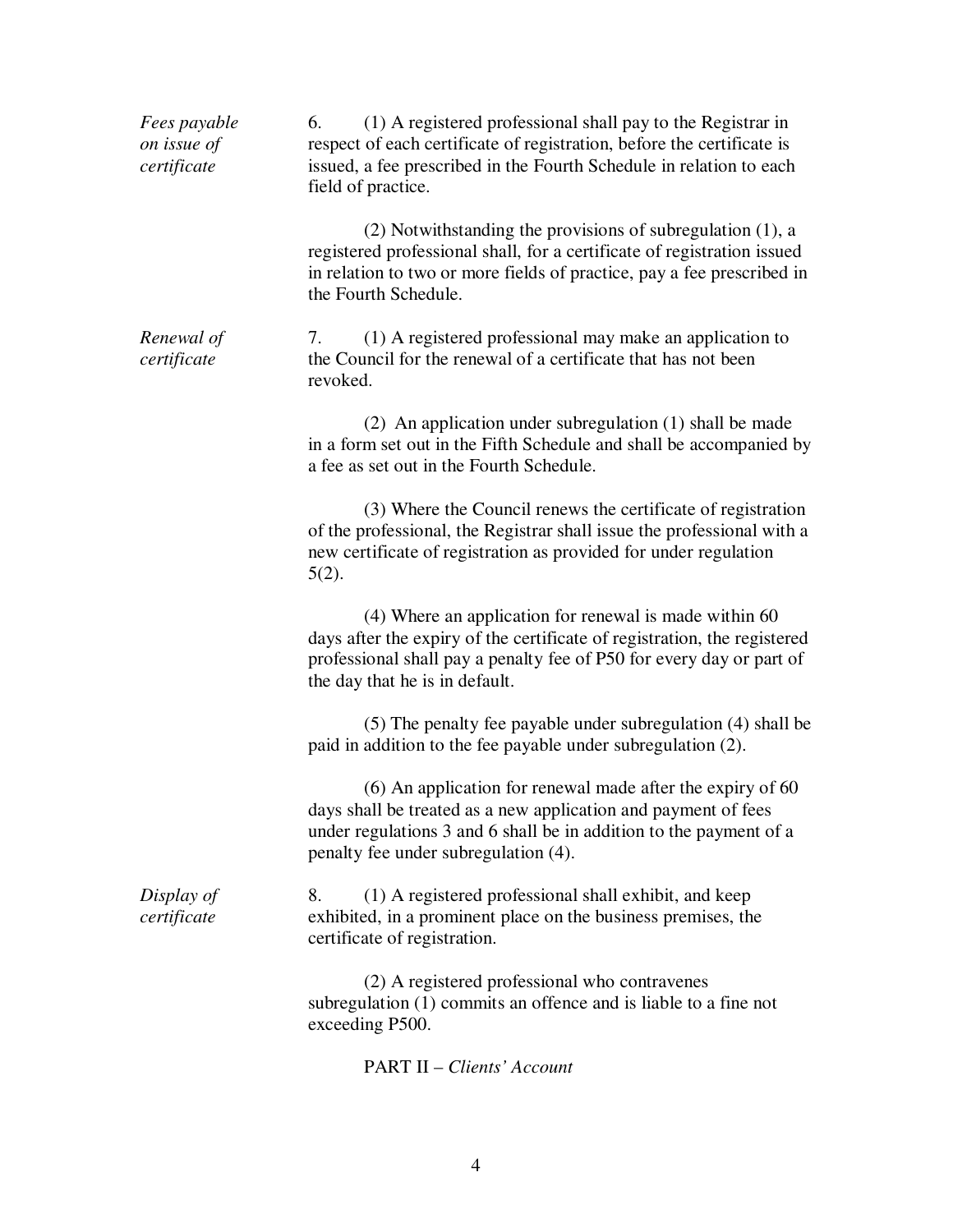*Fees payable on issue of certificate*

6. (1) A registered professional shall pay to the Registrar in respect of each certificate of registration, before the certificate is issued, a fee prescribed in the Fourth Schedule in relation to each field of practice.

(2) Notwithstanding the provisions of subregulation (1), a registered professional shall, for a certificate of registration issued in relation to two or more fields of practice, pay a fee prescribed in the Fourth Schedule.

*Renewal of certificate*

7. (1) A registered professional may make an application to the Council for the renewal of a certificate that has not been revoked.

(2) An application under subregulation (1) shall be made in a form set out in the Fifth Schedule and shall be accompanied by a fee as set out in the Fourth Schedule.

(3) Where the Council renews the certificate of registration of the professional, the Registrar shall issue the professional with a new certificate of registration as provided for under regulation 5(2).

(4) Where an application for renewal is made within 60 days after the expiry of the certificate of registration, the registered professional shall pay a penalty fee of P50 for every day or part of the day that he is in default.

(5) The penalty fee payable under subregulation (4) shall be paid in addition to the fee payable under subregulation (2).

(6) An application for renewal made after the expiry of 60 days shall be treated as a new application and payment of fees under regulations 3 and 6 shall be in addition to the payment of a penalty fee under subregulation (4).

*Display of certificate*

8. (1) A registered professional shall exhibit, and keep exhibited, in a prominent place on the business premises, the certificate of registration.

(2) A registered professional who contravenes subregulation (1) commits an offence and is liable to a fine not exceeding P500.

PART II – *Clients' Account*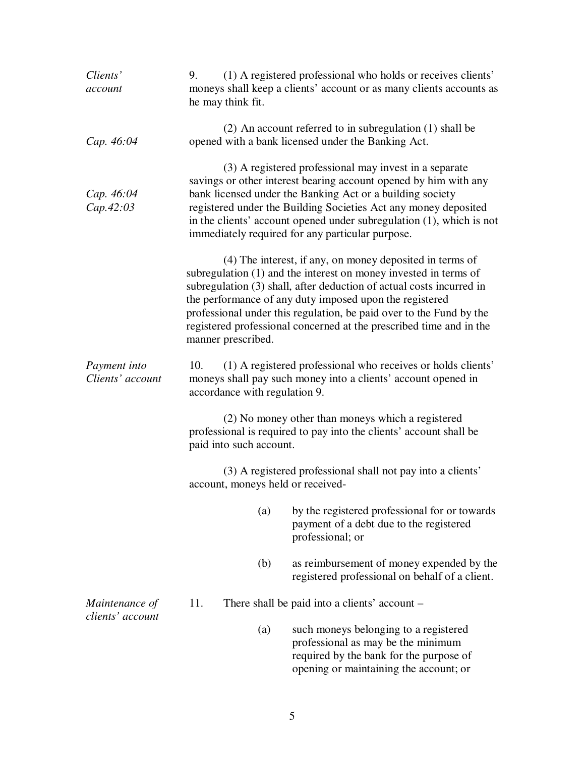*Clients' account*

9. (1) A registered professional who holds or receives clients' moneys shall keep a clients' account or as many clients accounts as he may think fit.

*Cap. 46:04*

(2) An account referred to in subregulation (1) shall be opened with a bank licensed under the Banking Act.

*Cap. 46:04*
*Cap.42:03*

(3) A registered professional may invest in a separate savings or other interest bearing account opened by him with any bank licensed under the Banking Act or a building society registered under the Building Societies Act any money deposited in the clients' account opened under subregulation (1), which is not immediately required for any particular purpose.

(4) The interest, if any, on money deposited in terms of subregulation (1) and the interest on money invested in terms of subregulation (3) shall, after deduction of actual costs incurred in the performance of any duty imposed upon the registered professional under this regulation, be paid over to the Fund by the registered professional concerned at the prescribed time and in the manner prescribed.

*Payment into Clients' account*

10. (1) A registered professional who receives or holds clients' moneys shall pay such money into a clients' account opened in accordance with regulation 9.

(2) No money other than moneys which a registered professional is required to pay into the clients' account shall be paid into such account.

(3) A registered professional shall not pay into a clients' account, moneys held or received-

(a) by the registered professional for or towards payment of a debt due to the registered professional; or

(b) as reimbursement of money expended by the registered professional on behalf of a client.

*Maintenance of clients' account*

11. There shall be paid into a clients' account –

(a) such moneys belonging to a registered professional as may be the minimum required by the bank for the purpose of opening or maintaining the account; or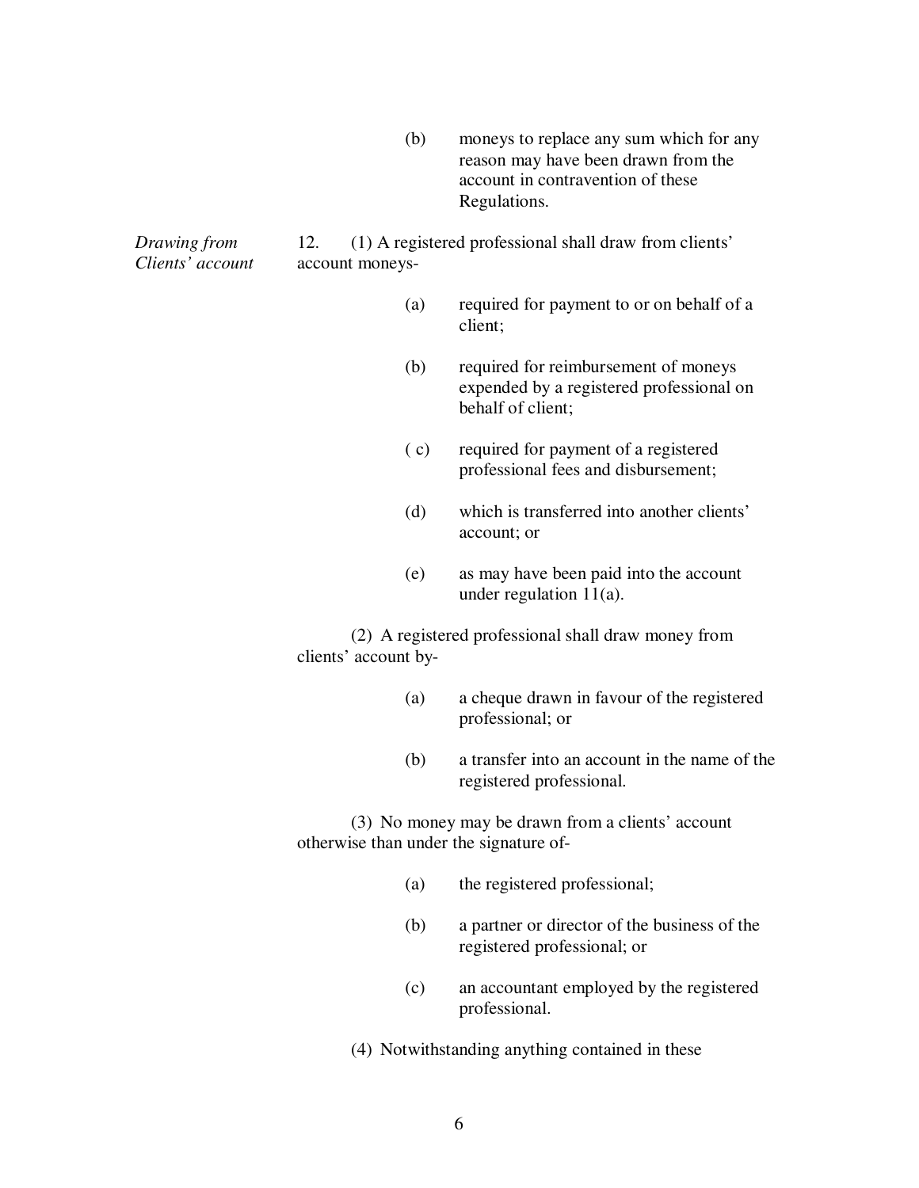(b) moneys to replace any sum which for any reason may have been drawn from the account in contravention of these Regulations.

*Drawing from Clients' account*

12. (1) A registered professional shall draw from clients' account moneys-

(a) required for payment to or on behalf of a client;

(b) required for reimbursement of moneys expended by a registered professional on behalf of client;

( c) required for payment of a registered professional fees and disbursement;

(d) which is transferred into another clients' account; or

(e) as may have been paid into the account under regulation 11(a).

(2) A registered professional shall draw money from clients' account by-

(a) a cheque drawn in favour of the registered professional; or

(b) a transfer into an account in the name of the registered professional.

(3) No money may be drawn from a clients' account otherwise than under the signature of-

(a) the registered professional;

(b) a partner or director of the business of the registered professional; or

(c) an accountant employed by the registered professional.

(4) Notwithstanding anything contained in these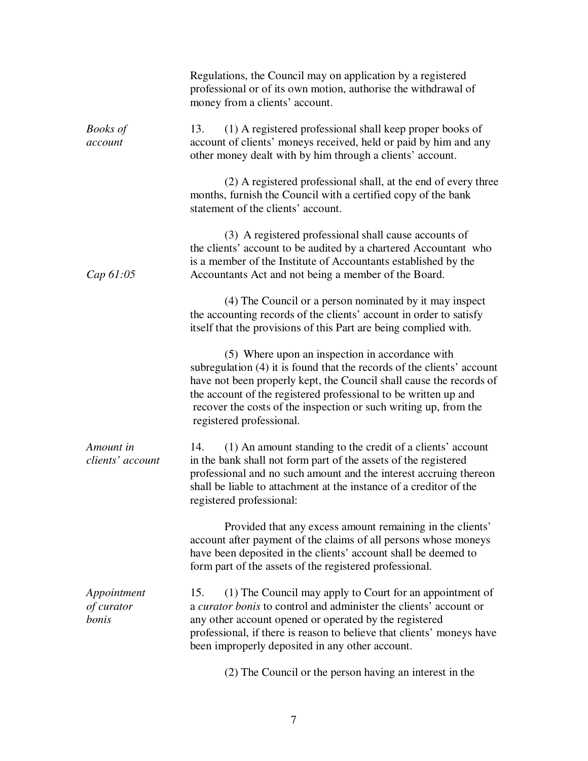Regulations, the Council may on application by a registered professional or of its own motion, authorise the withdrawal of money from a clients' account.

*Books of account*

13. (1) A registered professional shall keep proper books of account of clients' moneys received, held or paid by him and any other money dealt with by him through a clients' account.

(2) A registered professional shall, at the end of every three months, furnish the Council with a certified copy of the bank statement of the clients' account.

(3) A registered professional shall cause accounts of the clients' account to be audited by a chartered Accountant who is a member of the Institute of Accountants established by the Accountants Act and not being a member of the Board.

*Cap 61:05*

(4) The Council or a person nominated by it may inspect the accounting records of the clients' account in order to satisfy itself that the provisions of this Part are being complied with.

(5) Where upon an inspection in accordance with subregulation (4) it is found that the records of the clients' account have not been properly kept, the Council shall cause the records of the account of the registered professional to be written up and recover the costs of the inspection or such writing up, from the registered professional.

*Amount in clients' account*

14. (1) An amount standing to the credit of a clients' account in the bank shall not form part of the assets of the registered professional and no such amount and the interest accruing thereon shall be liable to attachment at the instance of a creditor of the registered professional:

Provided that any excess amount remaining in the clients' account after payment of the claims of all persons whose moneys have been deposited in the clients' account shall be deemed to form part of the assets of the registered professional.

*Appointment of curator bonis*

15. (1) The Council may apply to Court for an appointment of a *curator bonis* to control and administer the clients' account or any other account opened or operated by the registered professional, if there is reason to believe that clients' moneys have been improperly deposited in any other account.

(2) The Council or the person having an interest in the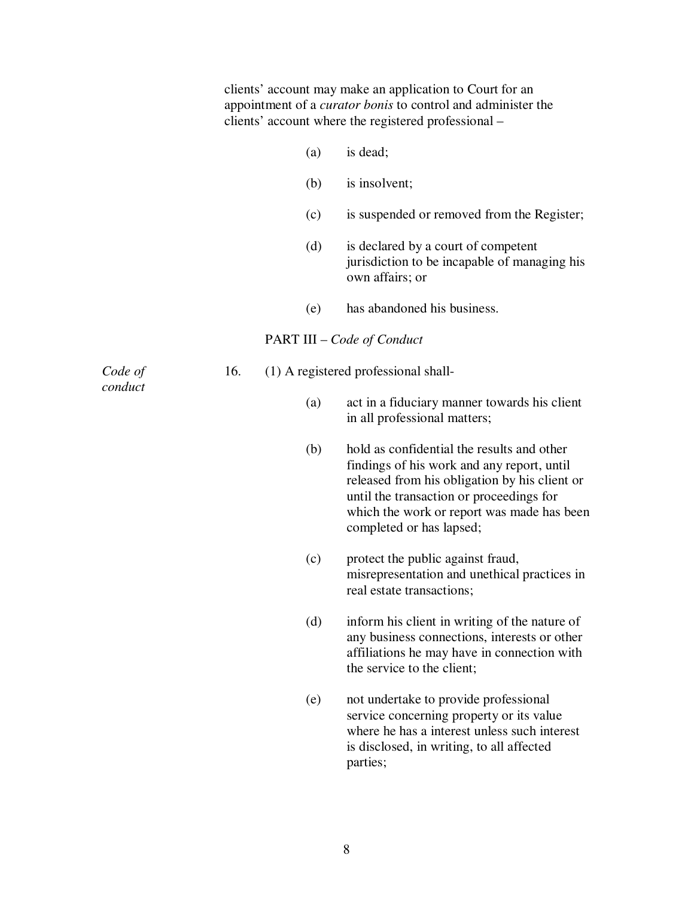clients' account may make an application to Court for an appointment of a *curator bonis* to control and administer the clients' account where the registered professional –

(a) is dead;

(b) is insolvent;

(c) is suspended or removed from the Register;

(d) is declared by a court of competent jurisdiction to be incapable of managing his own affairs; or

(e) has abandoned his business.

## PART III – *Code of Conduct*

*Code of conduct*

16. (1) A registered professional shall-

(a) act in a fiduciary manner towards his client in all professional matters;

(b) hold as confidential the results and other findings of his work and any report, until released from his obligation by his client or until the transaction or proceedings for which the work or report was made has been completed or has lapsed;

(c) protect the public against fraud, misrepresentation and unethical practices in real estate transactions;

(d) inform his client in writing of the nature of any business connections, interests or other affiliations he may have in connection with the service to the client;

(e) not undertake to provide professional service concerning property or its value where he has a interest unless such interest is disclosed, in writing, to all affected parties;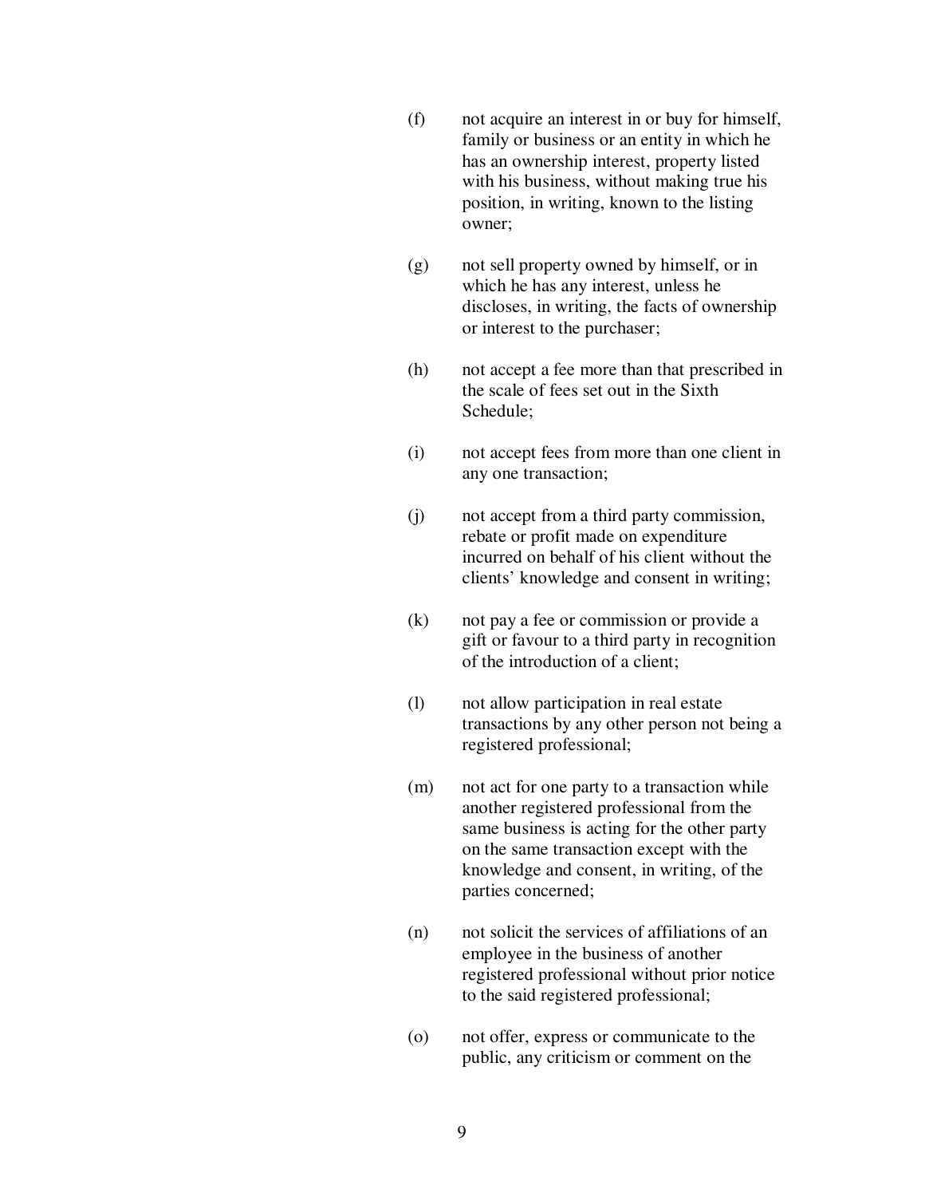(f) not acquire an interest in or buy for himself, family or business or an entity in which he has an ownership interest, property listed with his business, without making true his position, in writing, known to the listing owner;

(g) not sell property owned by himself, or in which he has any interest, unless he discloses, in writing, the facts of ownership or interest to the purchaser;

(h) not accept a fee more than that prescribed in the scale of fees set out in the Sixth Schedule;

(i) not accept fees from more than one client in any one transaction;

(j) not accept from a third party commission, rebate or profit made on expenditure incurred on behalf of his client without the clients' knowledge and consent in writing;

(k) not pay a fee or commission or provide a gift or favour to a third party in recognition of the introduction of a client;

(l) not allow participation in real estate transactions by any other person not being a registered professional;

(m) not act for one party to a transaction while another registered professional from the same business is acting for the other party on the same transaction except with the knowledge and consent, in writing, of the parties concerned;

(n) not solicit the services of affiliations of an employee in the business of another registered professional without prior notice to the said registered professional;

(o) not offer, express or communicate to the public, any criticism or comment on the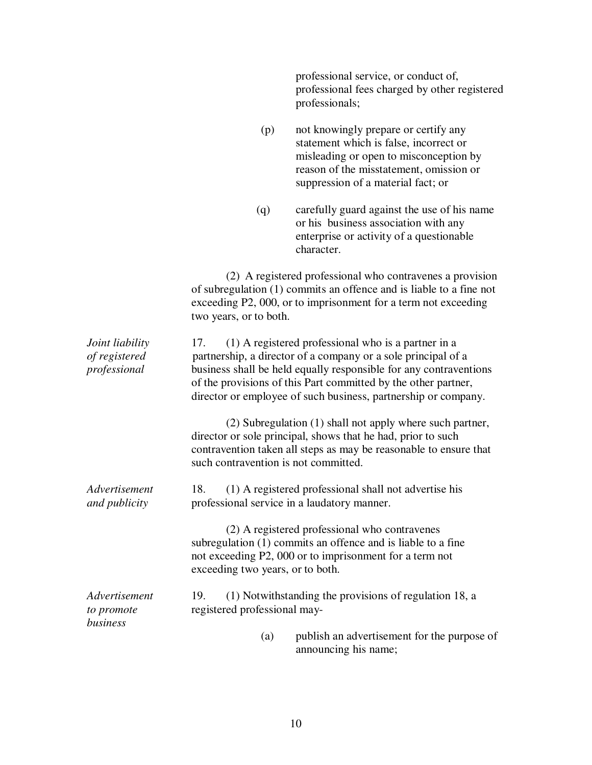professional service, or conduct of, professional fees charged by other registered professionals;

(p) not knowingly prepare or certify any statement which is false, incorrect or misleading or open to misconception by reason of the misstatement, omission or suppression of a material fact; or

(q) carefully guard against the use of his name or his business association with any enterprise or activity of a questionable character.

(2) A registered professional who contravenes a provision of subregulation (1) commits an offence and is liable to a fine not exceeding P2, 000, or to imprisonment for a term not exceeding two years, or to both.

*Joint liability of registered professional*

17. (1) A registered professional who is a partner in a partnership, a director of a company or a sole principal of a business shall be held equally responsible for any contraventions of the provisions of this Part committed by the other partner, director or employee of such business, partnership or company.

(2) Subregulation (1) shall not apply where such partner, director or sole principal, shows that he had, prior to such contravention taken all steps as may be reasonable to ensure that such contravention is not committed.

*Advertisement and publicity*

18. (1) A registered professional shall not advertise his professional service in a laudatory manner.

(2) A registered professional who contravenes subregulation (1) commits an offence and is liable to a fine not exceeding P2, 000 or to imprisonment for a term not exceeding two years, or to both.

*Advertisement to promote business*

19. (1) Notwithstanding the provisions of regulation 18, a registered professional may-

(a) publish an advertisement for the purpose of announcing his name;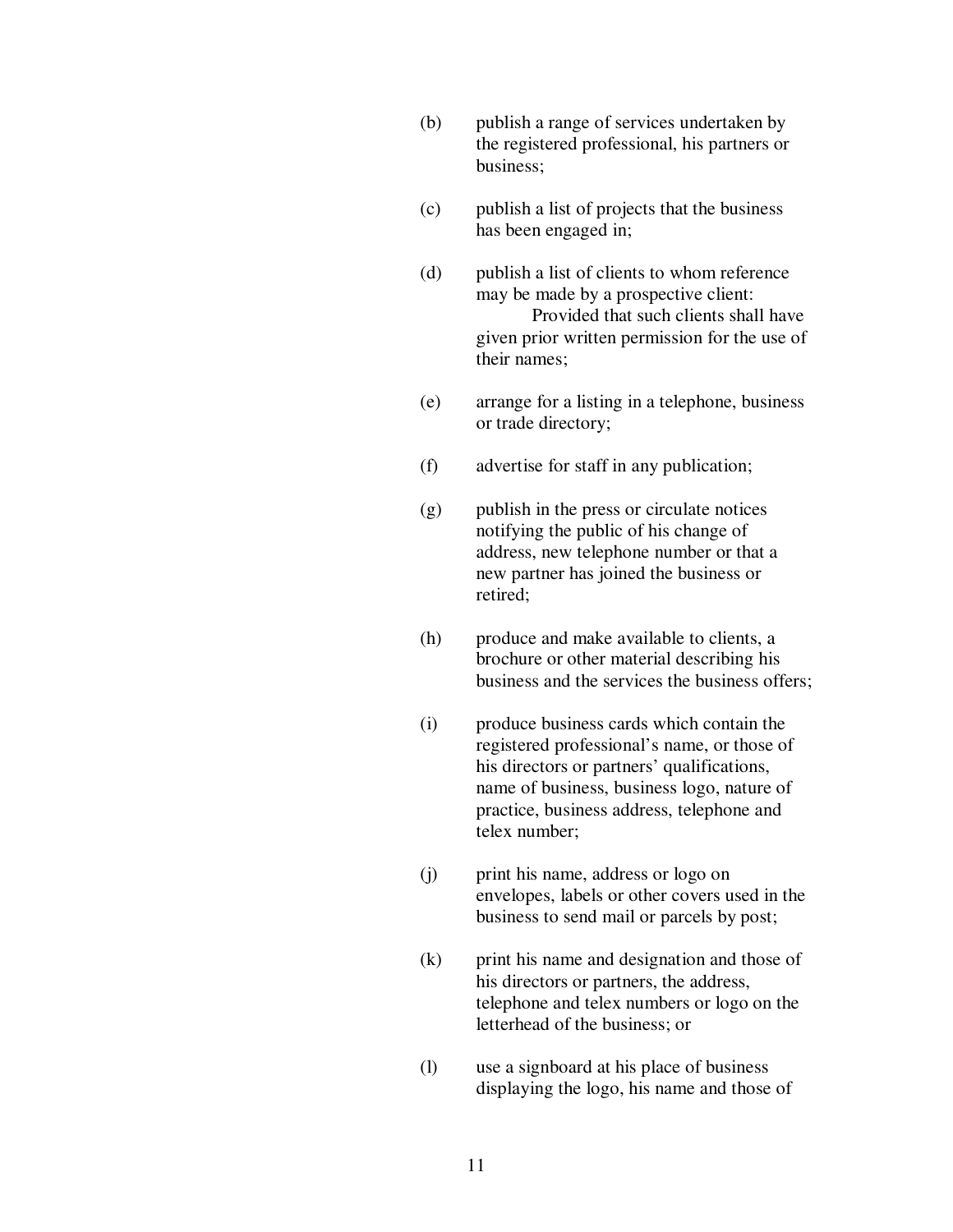(b) publish a range of services undertaken by the registered professional, his partners or business;

(c) publish a list of projects that the business has been engaged in;

(d) publish a list of clients to whom reference may be made by a prospective client:

Provided that such clients shall have given prior written permission for the use of their names;

(e) arrange for a listing in a telephone, business or trade directory;

(f) advertise for staff in any publication;

(g) publish in the press or circulate notices notifying the public of his change of address, new telephone number or that a new partner has joined the business or retired;

(h) produce and make available to clients, a brochure or other material describing his business and the services the business offers;

(i) produce business cards which contain the registered professional's name, or those of his directors or partners' qualifications, name of business, business logo, nature of practice, business address, telephone and telex number;

(j) print his name, address or logo on envelopes, labels or other covers used in the business to send mail or parcels by post;

(k) print his name and designation and those of his directors or partners, the address, telephone and telex numbers or logo on the letterhead of the business; or

(l) use a signboard at his place of business displaying the logo, his name and those of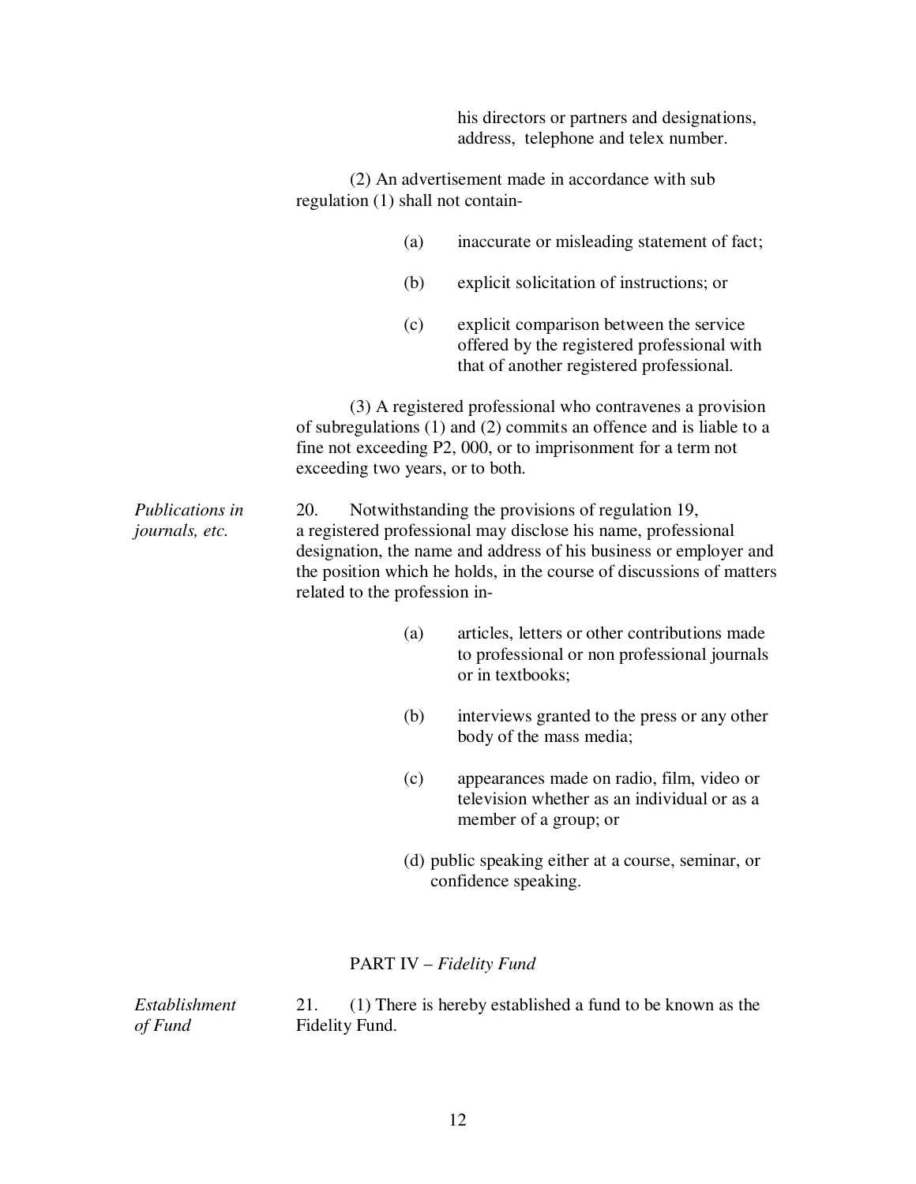his directors or partners and designations, address, telephone and telex number.

(2) An advertisement made in accordance with sub regulation (1) shall not contain-

(a) inaccurate or misleading statement of fact;

(b) explicit solicitation of instructions; or

(c) explicit comparison between the service offered by the registered professional with that of another registered professional.

(3) A registered professional who contravenes a provision of subregulations (1) and (2) commits an offence and is liable to a fine not exceeding P2, 000, or to imprisonment for a term not exceeding two years, or to both.

*Publications in journals, etc.*

20. Notwithstanding the provisions of regulation 19, a registered professional may disclose his name, professional designation, the name and address of his business or employer and the position which he holds, in the course of discussions of matters related to the profession in-

(a) articles, letters or other contributions made to professional or non professional journals or in textbooks;

(b) interviews granted to the press or any other body of the mass media;

(c) appearances made on radio, film, video or television whether as an individual or as a member of a group; or

(d) public speaking either at a course, seminar, or confidence speaking.

## PART IV – *Fidelity Fund*

*Establishment of Fund*

21. (1) There is hereby established a fund to be known as the Fidelity Fund.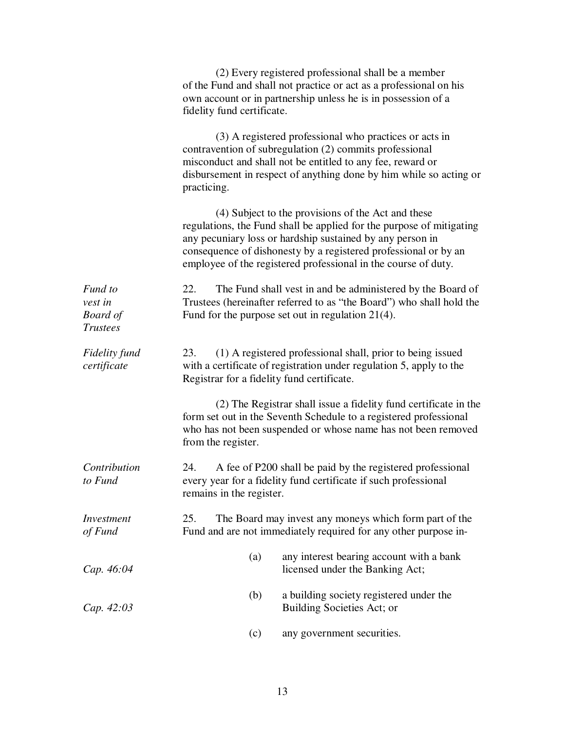(2) Every registered professional shall be a member of the Fund and shall not practice or act as a professional on his own account or in partnership unless he is in possession of a fidelity fund certificate.

(3) A registered professional who practices or acts in contravention of subregulation (2) commits professional misconduct and shall not be entitled to any fee, reward or disbursement in respect of anything done by him while so acting or practicing.

(4) Subject to the provisions of the Act and these regulations, the Fund shall be applied for the purpose of mitigating any pecuniary loss or hardship sustained by any person in consequence of dishonesty by a registered professional or by an employee of the registered professional in the course of duty.

*Fund to vest in Board of Trustees*

22. The Fund shall vest in and be administered by the Board of Trustees (hereinafter referred to as "the Board") who shall hold the Fund for the purpose set out in regulation 21(4).

*Fidelity fund certificate*

23. (1) A registered professional shall, prior to being issued with a certificate of registration under regulation 5, apply to the Registrar for a fidelity fund certificate.

(2) The Registrar shall issue a fidelity fund certificate in the form set out in the Seventh Schedule to a registered professional who has not been suspended or whose name has not been removed from the register.

*Contribution to Fund*

24. A fee of P200 shall be paid by the registered professional every year for a fidelity fund certificate if such professional remains in the register.

*Investment of Fund*

25. The Board may invest any moneys which form part of the Fund and are not immediately required for any other purpose in-

(a) any interest bearing account with a bank licensed under the Banking Act; *Cap. 46:04*

(b) a building society registered under the Building Societies Act; or *Cap. 42:03*

(c) any government securities.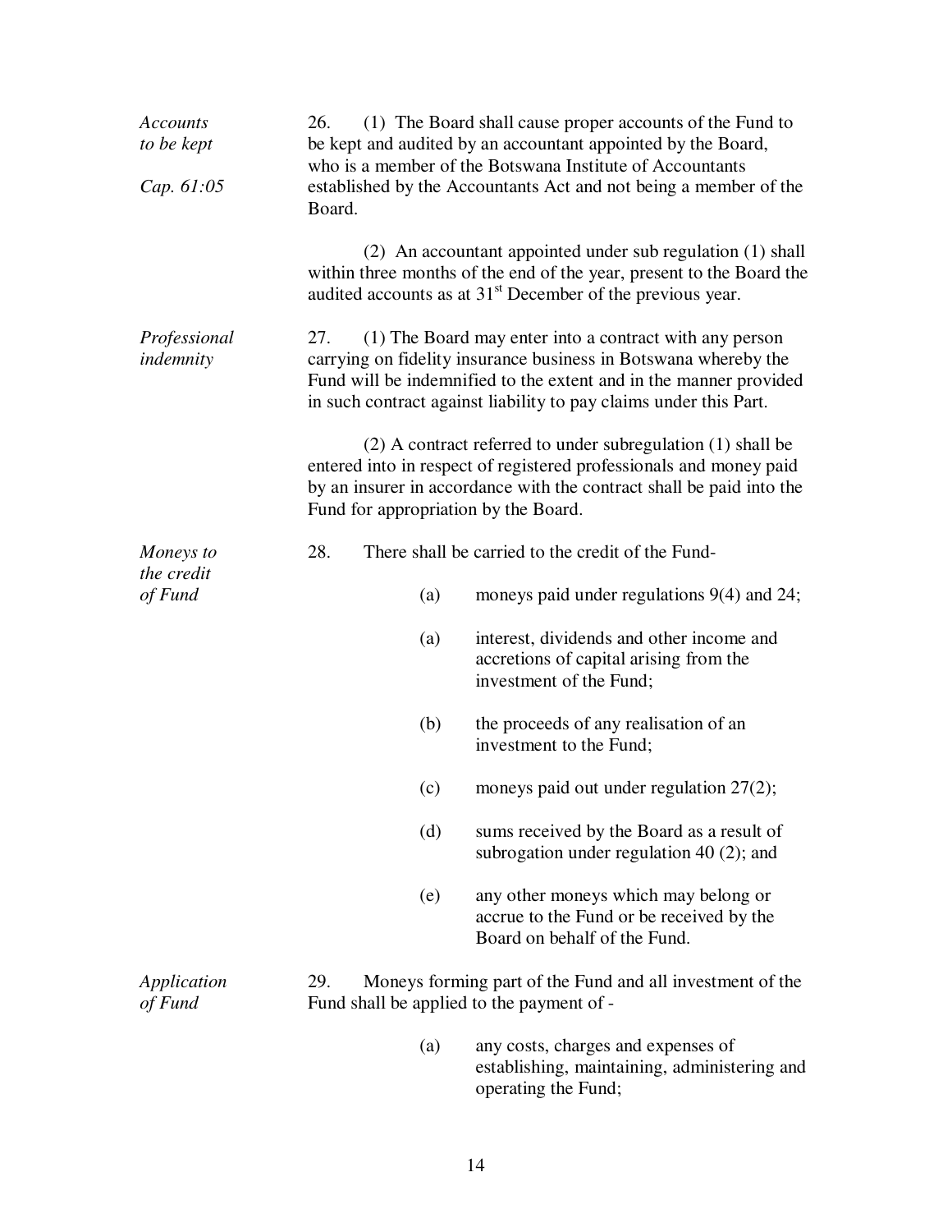*Accounts to be kept*

*Cap. 61:05*

26. (1) The Board shall cause proper accounts of the Fund to be kept and audited by an accountant appointed by the Board, who is a member of the Botswana Institute of Accountants established by the Accountants Act and not being a member of the Board.

(2) An accountant appointed under sub regulation (1) shall within three months of the end of the year, present to the Board the audited accounts as at 31st December of the previous year.

*Professional indemnity*

27. (1) The Board may enter into a contract with any person carrying on fidelity insurance business in Botswana whereby the Fund will be indemnified to the extent and in the manner provided in such contract against liability to pay claims under this Part.

(2) A contract referred to under subregulation (1) shall be entered into in respect of registered professionals and money paid by an insurer in accordance with the contract shall be paid into the Fund for appropriation by the Board.

*Moneys to the credit of Fund*

28. There shall be carried to the credit of the Fund-

(a) moneys paid under regulations 9(4) and 24;

(a) interest, dividends and other income and accretions of capital arising from the investment of the Fund;

(b) the proceeds of any realisation of an investment to the Fund;

(c) moneys paid out under regulation 27(2);

(d) sums received by the Board as a result of subrogation under regulation 40 (2); and

(e) any other moneys which may belong or accrue to the Fund or be received by the Board on behalf of the Fund.

*Application of Fund*

29. Moneys forming part of the Fund and all investment of the Fund shall be applied to the payment of -

(a) any costs, charges and expenses of establishing, maintaining, administering and operating the Fund;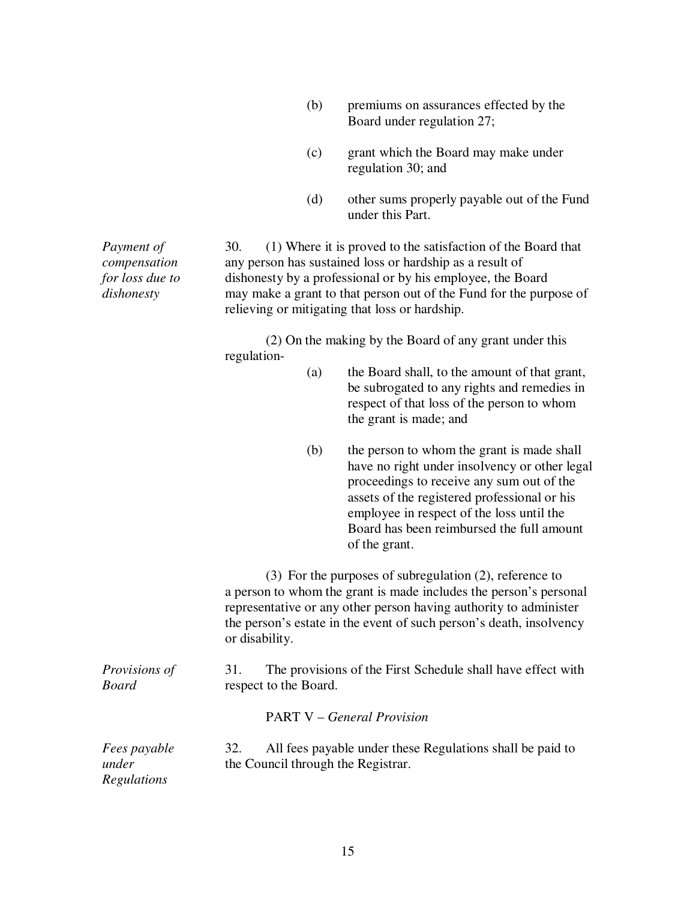(b) premiums on assurances effected by the Board under regulation 27;

(c) grant which the Board may make under regulation 30; and

(d) other sums properly payable out of the Fund under this Part.

*Payment of compensation for loss due to dishonesty*

30. (1) Where it is proved to the satisfaction of the Board that any person has sustained loss or hardship as a result of dishonesty by a professional or by his employee, the Board may make a grant to that person out of the Fund for the purpose of relieving or mitigating that loss or hardship.

(2) On the making by the Board of any grant under this regulation-

(a) the Board shall, to the amount of that grant, be subrogated to any rights and remedies in respect of that loss of the person to whom the grant is made; and

(b) the person to whom the grant is made shall have no right under insolvency or other legal proceedings to receive any sum out of the assets of the registered professional or his employee in respect of the loss until the Board has been reimbursed the full amount of the grant.

(3) For the purposes of subregulation (2), reference to a person to whom the grant is made includes the person's personal representative or any other person having authority to administer the person's estate in the event of such person's death, insolvency or disability.

*Provisions of Board*

31. The provisions of the First Schedule shall have effect with respect to the Board.

PART V – *General Provision*

*Fees payable under Regulations*

32. All fees payable under these Regulations shall be paid to the Council through the Registrar.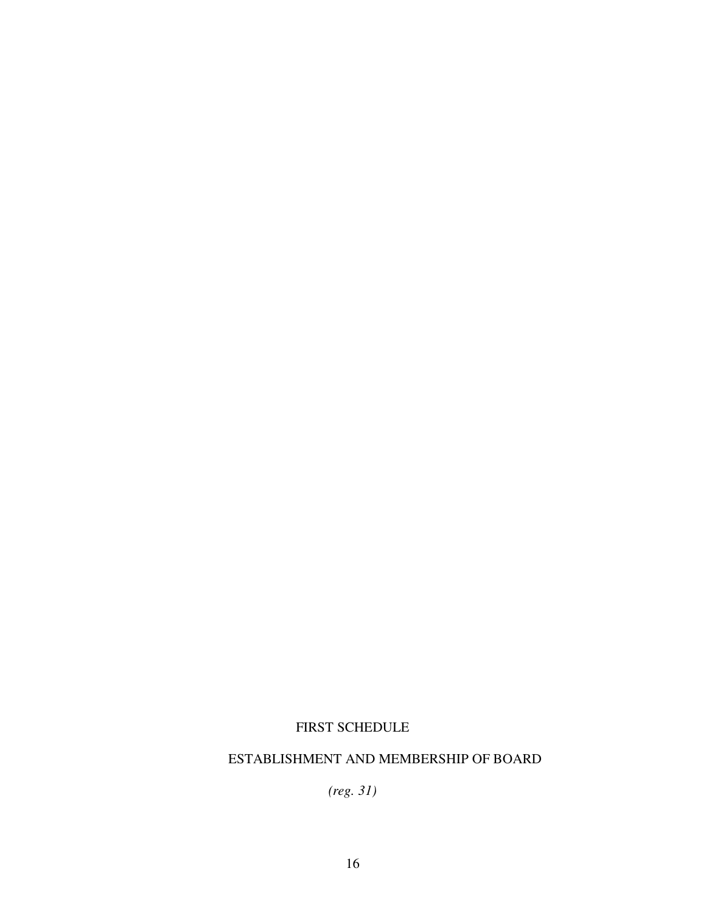# FIRST SCHEDULE

## ESTABLISHMENT AND MEMBERSHIP OF BOARD

*(reg. 31)*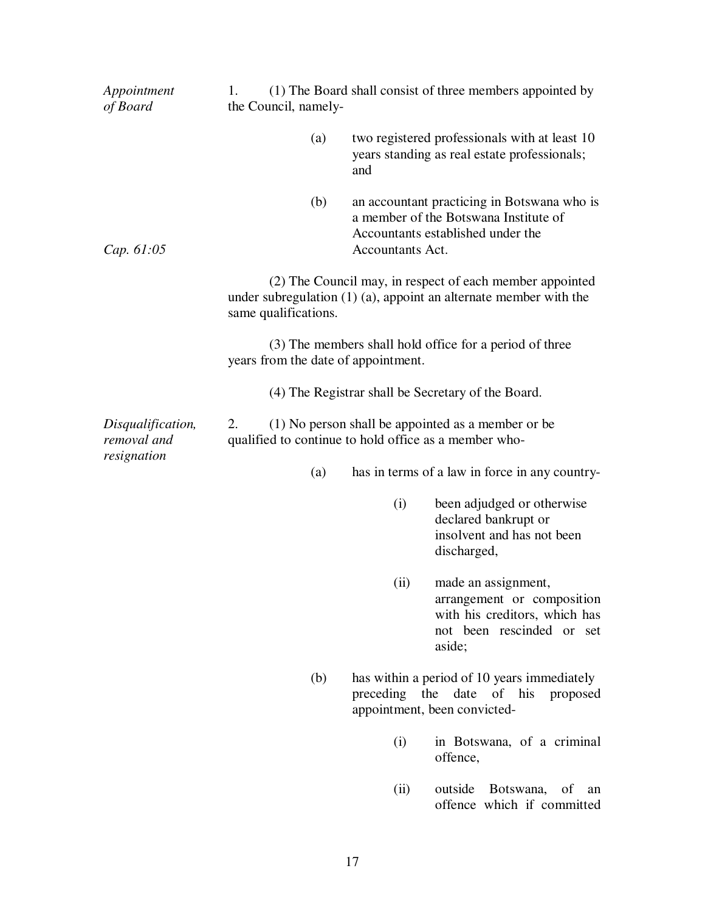*Appointment of Board*

1. (1) The Board shall consist of three members appointed by the Council, namely-

(a) two registered professionals with at least 10 years standing as real estate professionals; and

(b) an accountant practicing in Botswana who is a member of the Botswana Institute of Accountants established under the Accountants Act.

*Cap. 61:05*

(2) The Council may, in respect of each member appointed under subregulation (1) (a), appoint an alternate member with the same qualifications.

(3) The members shall hold office for a period of three years from the date of appointment.

(4) The Registrar shall be Secretary of the Board.

*Disqualification, removal and resignation*

2. (1) No person shall be appointed as a member or be qualified to continue to hold office as a member who-

(a) has in terms of a law in force in any country-

(i) been adjudged or otherwise declared bankrupt or insolvent and has not been discharged,

(ii) made an assignment, arrangement or composition with his creditors, which has not been rescinded or set aside;

(b) has within a period of 10 years immediately preceding the date of his proposed appointment, been convicted-

(i) in Botswana, of a criminal offence,

(ii) outside Botswana, of an offence which if committed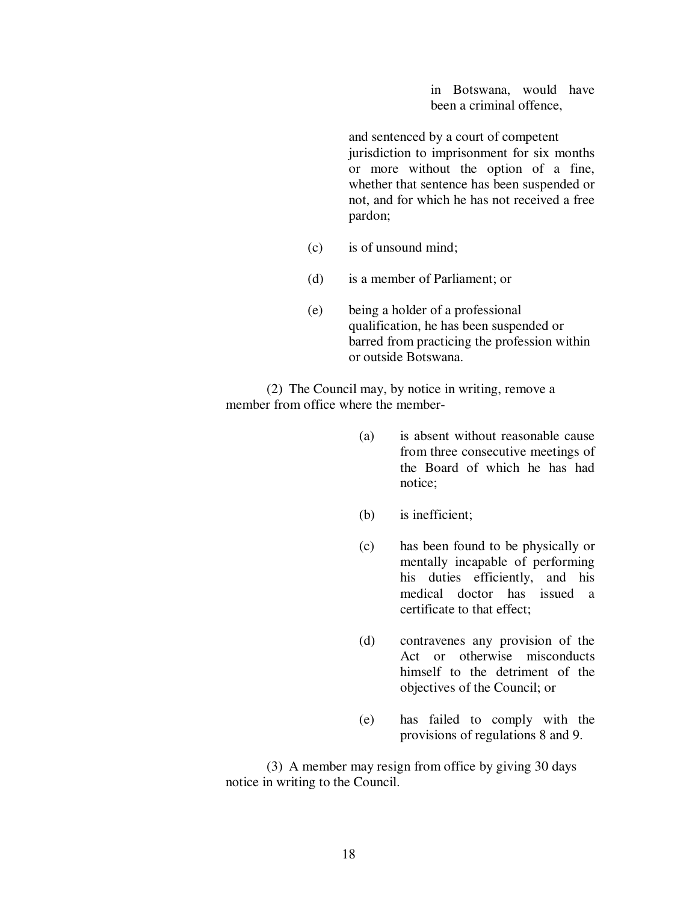in Botswana, would have been a criminal offence,

and sentenced by a court of competent jurisdiction to imprisonment for six months or more without the option of a fine, whether that sentence has been suspended or not, and for which he has not received a free pardon;

(c) is of unsound mind;

(d) is a member of Parliament; or

(e) being a holder of a professional qualification, he has been suspended or barred from practicing the profession within or outside Botswana.

(2) The Council may, by notice in writing, remove a member from office where the member-

(a) is absent without reasonable cause from three consecutive meetings of the Board of which he has had notice;

(b) is inefficient;

(c) has been found to be physically or mentally incapable of performing his duties efficiently, and his medical doctor has issued a certificate to that effect;

(d) contravenes any provision of the Act or otherwise misconducts himself to the detriment of the objectives of the Council; or

(e) has failed to comply with the provisions of regulations 8 and 9.

(3) A member may resign from office by giving 30 days notice in writing to the Council.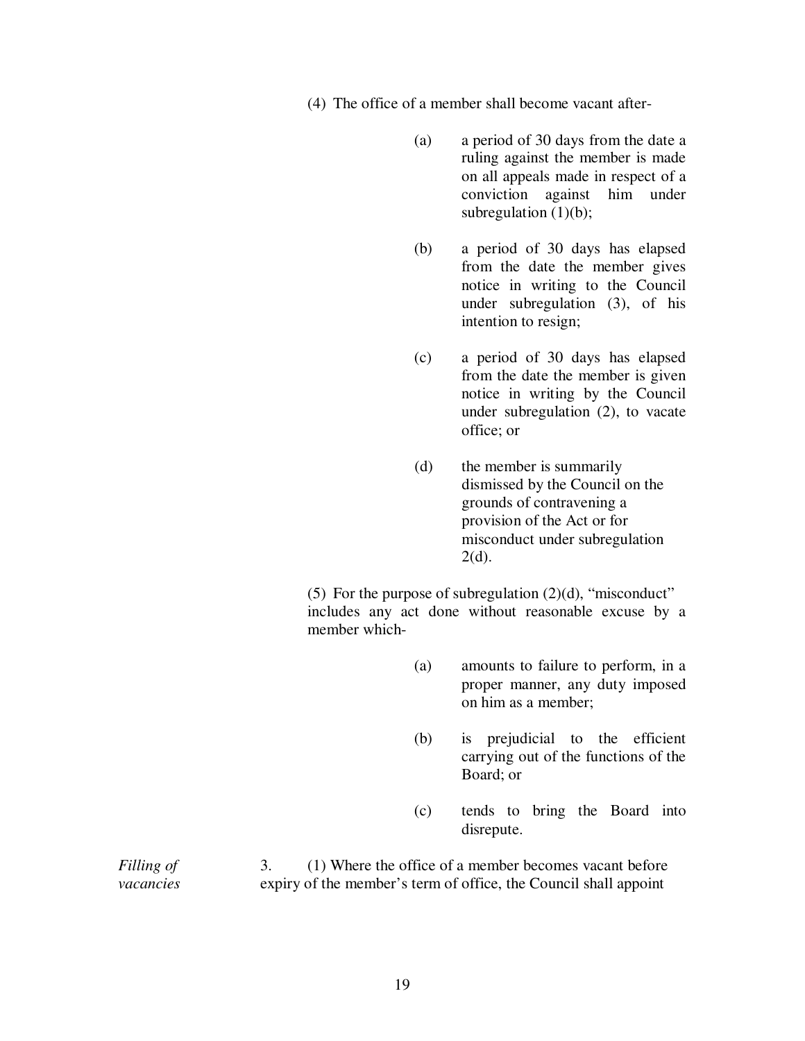(4) The office of a member shall become vacant after-

(a) a period of 30 days from the date a ruling against the member is made on all appeals made in respect of a conviction against him under subregulation (1)(b);

(b) a period of 30 days has elapsed from the date the member gives notice in writing to the Council under subregulation (3), of his intention to resign;

(c) a period of 30 days has elapsed from the date the member is given notice in writing by the Council under subregulation (2), to vacate office; or

(d) the member is summarily dismissed by the Council on the grounds of contravening a provision of the Act or for misconduct under subregulation 2(d).

(5) For the purpose of subregulation (2)(d), "misconduct" includes any act done without reasonable excuse by a member which-

(a) amounts to failure to perform, in a proper manner, any duty imposed on him as a member;

(b) is prejudicial to the efficient carrying out of the functions of the Board; or

(c) tends to bring the Board into disrepute.

*Filling of vacancies*

3. (1) Where the office of a member becomes vacant before expiry of the member's term of office, the Council shall appoint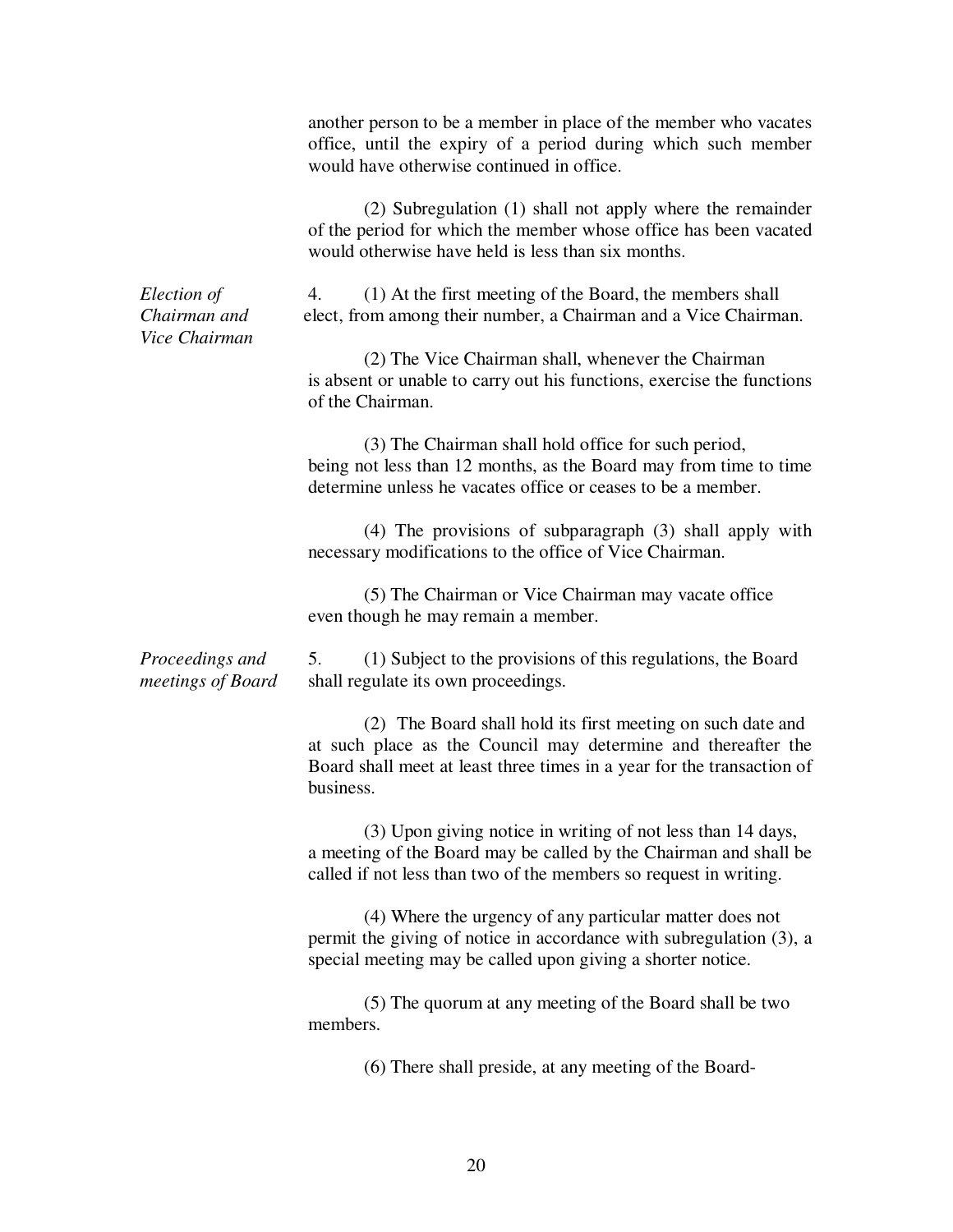another person to be a member in place of the member who vacates office, until the expiry of a period during which such member would have otherwise continued in office.

(2) Subregulation (1) shall not apply where the remainder of the period for which the member whose office has been vacated would otherwise have held is less than six months.

*Election of Chairman and Vice Chairman*

4. (1) At the first meeting of the Board, the members shall elect, from among their number, a Chairman and a Vice Chairman.

(2) The Vice Chairman shall, whenever the Chairman is absent or unable to carry out his functions, exercise the functions of the Chairman.

(3) The Chairman shall hold office for such period, being not less than 12 months, as the Board may from time to time determine unless he vacates office or ceases to be a member.

(4) The provisions of subparagraph (3) shall apply with necessary modifications to the office of Vice Chairman.

(5) The Chairman or Vice Chairman may vacate office even though he may remain a member.

*Proceedings and meetings of Board*

5. (1) Subject to the provisions of this regulations, the Board shall regulate its own proceedings.

(2) The Board shall hold its first meeting on such date and at such place as the Council may determine and thereafter the Board shall meet at least three times in a year for the transaction of business.

(3) Upon giving notice in writing of not less than 14 days, a meeting of the Board may be called by the Chairman and shall be called if not less than two of the members so request in writing.

(4) Where the urgency of any particular matter does not permit the giving of notice in accordance with subregulation (3), a special meeting may be called upon giving a shorter notice.

(5) The quorum at any meeting of the Board shall be two members.

(6) There shall preside, at any meeting of the Board-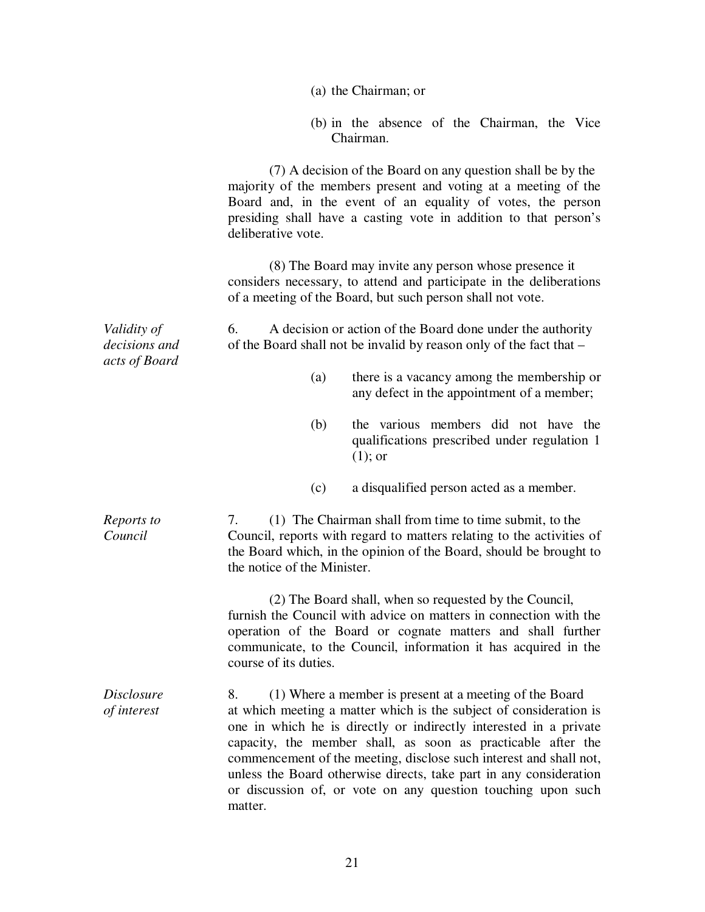(a) the Chairman; or

(b) in the absence of the Chairman, the Vice Chairman.

(7) A decision of the Board on any question shall be by the majority of the members present and voting at a meeting of the Board and, in the event of an equality of votes, the person presiding shall have a casting vote in addition to that person's deliberative vote.

(8) The Board may invite any person whose presence it considers necessary, to attend and participate in the deliberations of a meeting of the Board, but such person shall not vote.

*Validity of decisions and acts of Board*

6. A decision or action of the Board done under the authority of the Board shall not be invalid by reason only of the fact that –

(a) there is a vacancy among the membership or any defect in the appointment of a member;

(b) the various members did not have the qualifications prescribed under regulation 1 (1); or

(c) a disqualified person acted as a member.

*Reports to Council*

7. (1) The Chairman shall from time to time submit, to the Council, reports with regard to matters relating to the activities of the Board which, in the opinion of the Board, should be brought to the notice of the Minister.

(2) The Board shall, when so requested by the Council, furnish the Council with advice on matters in connection with the operation of the Board or cognate matters and shall further communicate, to the Council, information it has acquired in the course of its duties.

*Disclosure of interest*

8. (1) Where a member is present at a meeting of the Board at which meeting a matter which is the subject of consideration is one in which he is directly or indirectly interested in a private capacity, the member shall, as soon as practicable after the commencement of the meeting, disclose such interest and shall not, unless the Board otherwise directs, take part in any consideration or discussion of, or vote on any question touching upon such matter.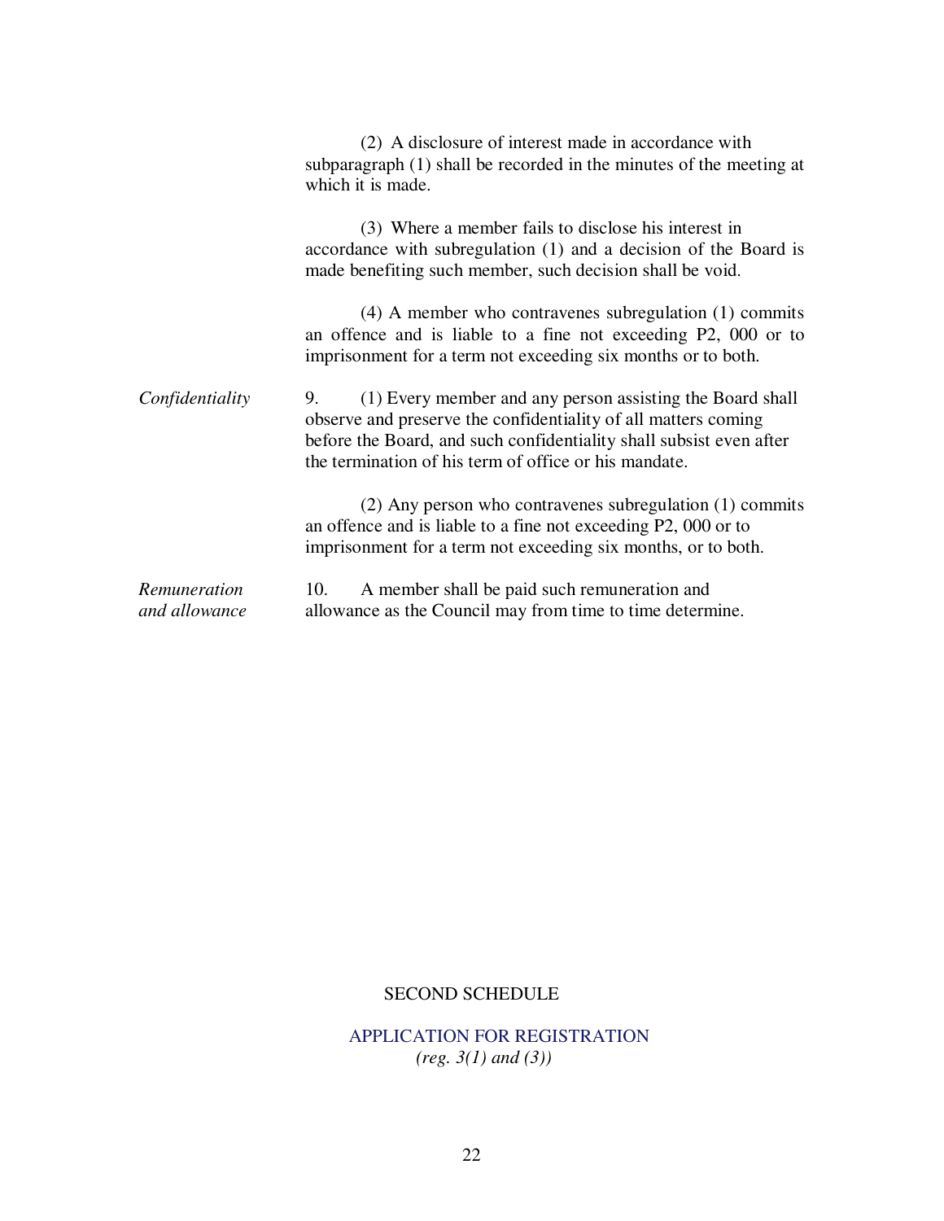(2) A disclosure of interest made in accordance with subparagraph (1) shall be recorded in the minutes of the meeting at which it is made.

(3) Where a member fails to disclose his interest in accordance with subregulation (1) and a decision of the Board is made benefiting such member, such decision shall be void.

(4) A member who contravenes subregulation (1) commits an offence and is liable to a fine not exceeding P2, 000 or to imprisonment for a term not exceeding six months or to both.

*Confidentiality*

9. (1) Every member and any person assisting the Board shall observe and preserve the confidentiality of all matters coming before the Board, and such confidentiality shall subsist even after the termination of his term of office or his mandate.

(2) Any person who contravenes subregulation (1) commits an offence and is liable to a fine not exceeding P2, 000 or to imprisonment for a term not exceeding six months, or to both.

*Remuneration and allowance*

10. A member shall be paid such remuneration and allowance as the Council may from time to time determine.

## SECOND SCHEDULE

### APPLICATION FOR REGISTRATION

*(reg. 3(1) and (3))*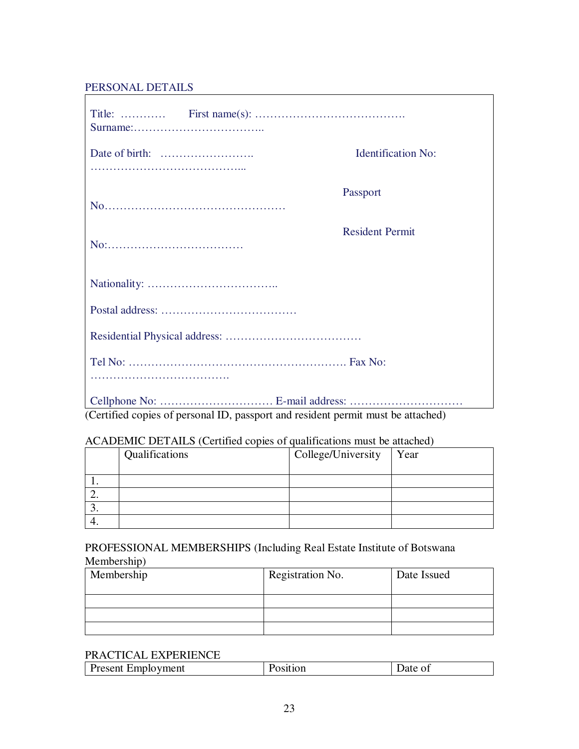PERSONAL DETAILS

Title: ………… First name(s): ………………………………….
Surname:……………………………..

Date of birth: ……………………. Identification No:
…………………………………...

Passport
No…………………………………………

Resident Permit
No:………………………………

Nationality: ……………………………..

Postal address: ………………………………

Residential Physical address: ………………………………

Tel No: …………………………………………………. Fax No:
……………………………….

Cellphone No: ………………………… E-mail address: …………………………

(Certified copies of personal ID, passport and resident permit must be attached)

ACADEMIC DETAILS (Certified copies of qualifications must be attached)

| | Qualifications | College/University | Year |
|---|---|---|---|
| 1. | | | |
| 2. | | | |
| 3. | | | |
| 4. | | | |

PROFESSIONAL MEMBERSHIPS (Including Real Estate Institute of Botswana Membership)

| Membership | Registration No. | Date Issued |
|---|---|---|
| | | |
| | | |
| | | |

PRACTICAL EXPERIENCE

| Present Employment | Position | Date of |
|---|---|---|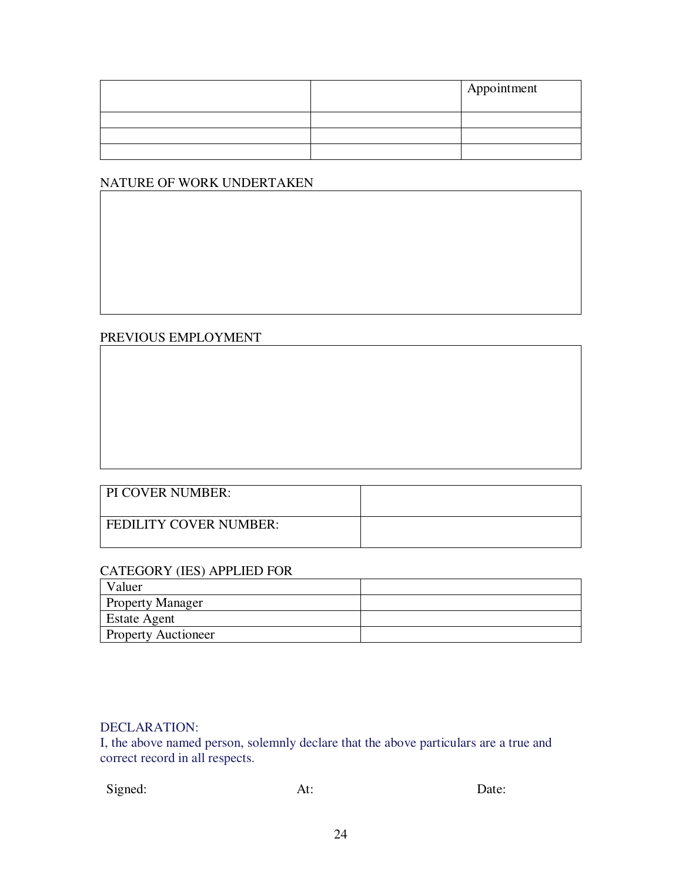| | | Appointment |
|---|---|---|
| | | |
| | | |
| | | |

NATURE OF WORK UNDERTAKEN

| |
|---|
| |

PREVIOUS EMPLOYMENT

| |
|---|
| |

| | |
|---|---|
| PI COVER NUMBER: | |
| FEDILITY COVER NUMBER: | |

CATEGORY (IES) APPLIED FOR

| | |
|---|---|
| Valuer | |
| Property Manager | |
| Estate Agent | |
| Property Auctioneer | |

DECLARATION:
I, the above named person, solemnly declare that the above particulars are a true and correct record in all respects.

Signed: At: Date: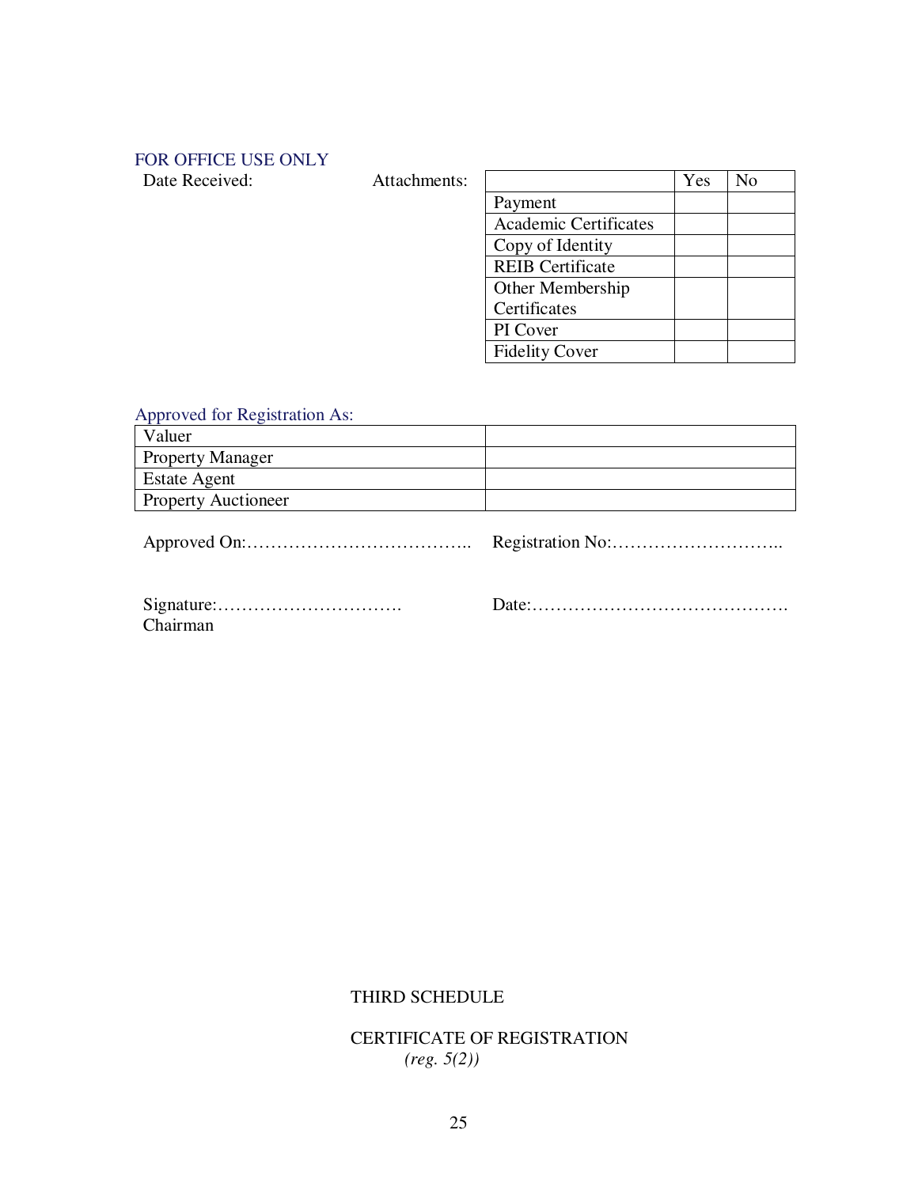FOR OFFICE USE ONLY

Date Received:

Attachments:

| | Yes | No |
|---|---|---|
| Payment | | |
| Academic Certificates | | |
| Copy of Identity | | |
| REIB Certificate | | |
| Other Membership Certificates | | |
| PI Cover | | |
| Fidelity Cover | | |

Approved for Registration As:

| | |
|---|---|
| Valuer | |
| Property Manager | |
| Estate Agent | |
| Property Auctioneer | |

Approved On:……………………………….. Registration No:………………………..

Signature:…………………………. Date:…………………………………….
Chairman

THIRD SCHEDULE

CERTIFICATE OF REGISTRATION
*(reg. 5(2))*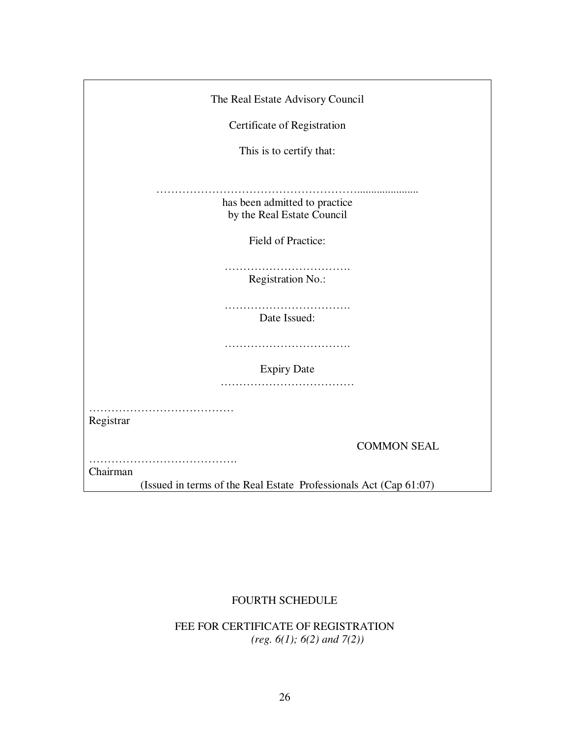The Real Estate Advisory Council

Certificate of Registration

This is to certify that:

……………………………………………………...................
has been admitted to practice
by the Real Estate Council

Field of Practice:

…………………………….
Registration No.:

…………………………….
Date Issued:

…………………………….

Expiry Date
………………………………

…………………………………
Registrar

COMMON SEAL

………………………………….
Chairman

(Issued in terms of the Real Estate Professionals Act (Cap 61:07)

## FOURTH SCHEDULE

### FEE FOR CERTIFICATE OF REGISTRATION

*(reg. 6(1); 6(2) and 7(2))*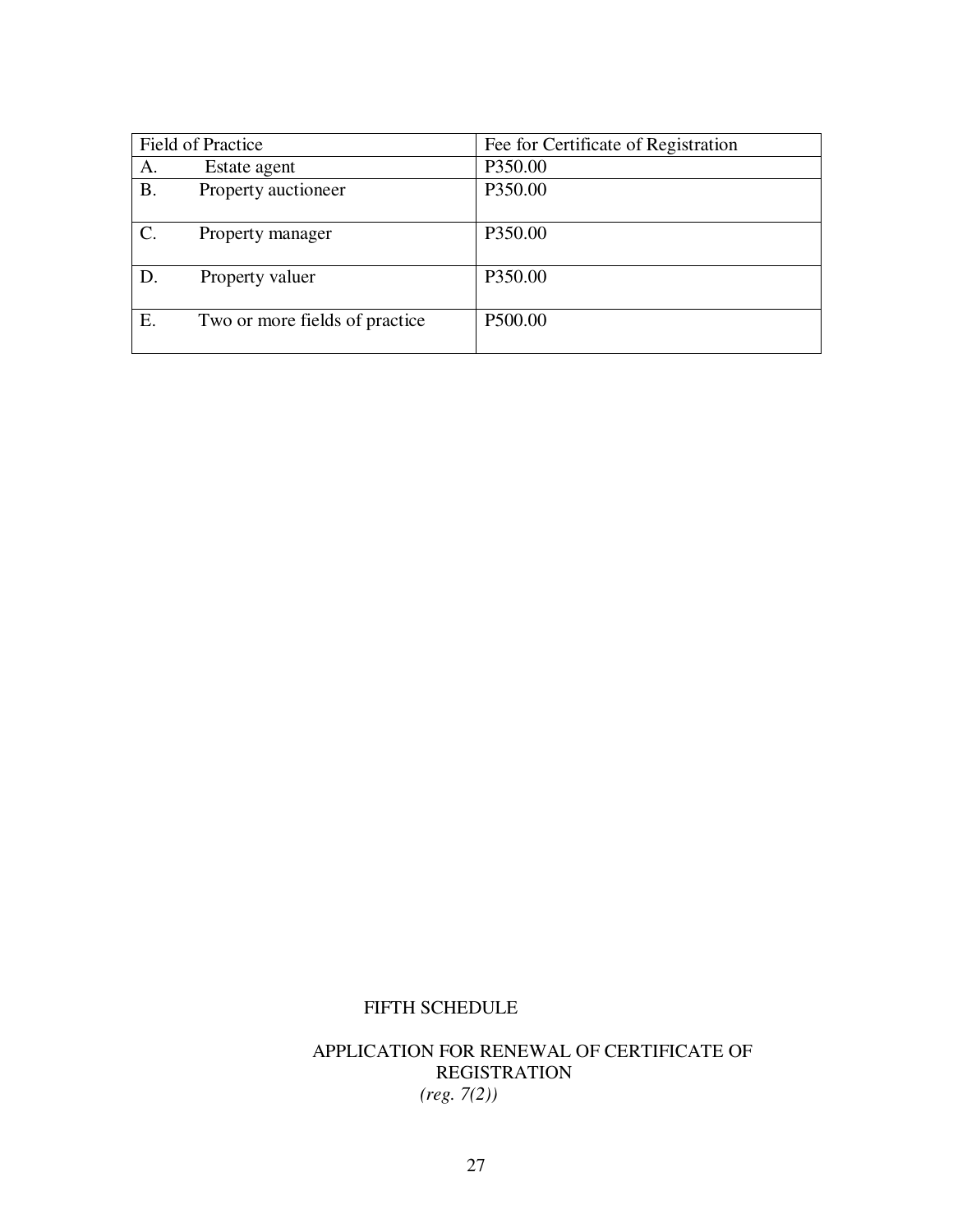| Field of Practice | Fee for Certificate of Registration |
|---|---|
| A. Estate agent | P350.00 |
| B. Property auctioneer | P350.00 |
| C. Property manager | P350.00 |
| D. Property valuer | P350.00 |
| E. Two or more fields of practice | P500.00 |

## FIFTH SCHEDULE

### APPLICATION FOR RENEWAL OF CERTIFICATE OF REGISTRATION

*(reg. 7(2))*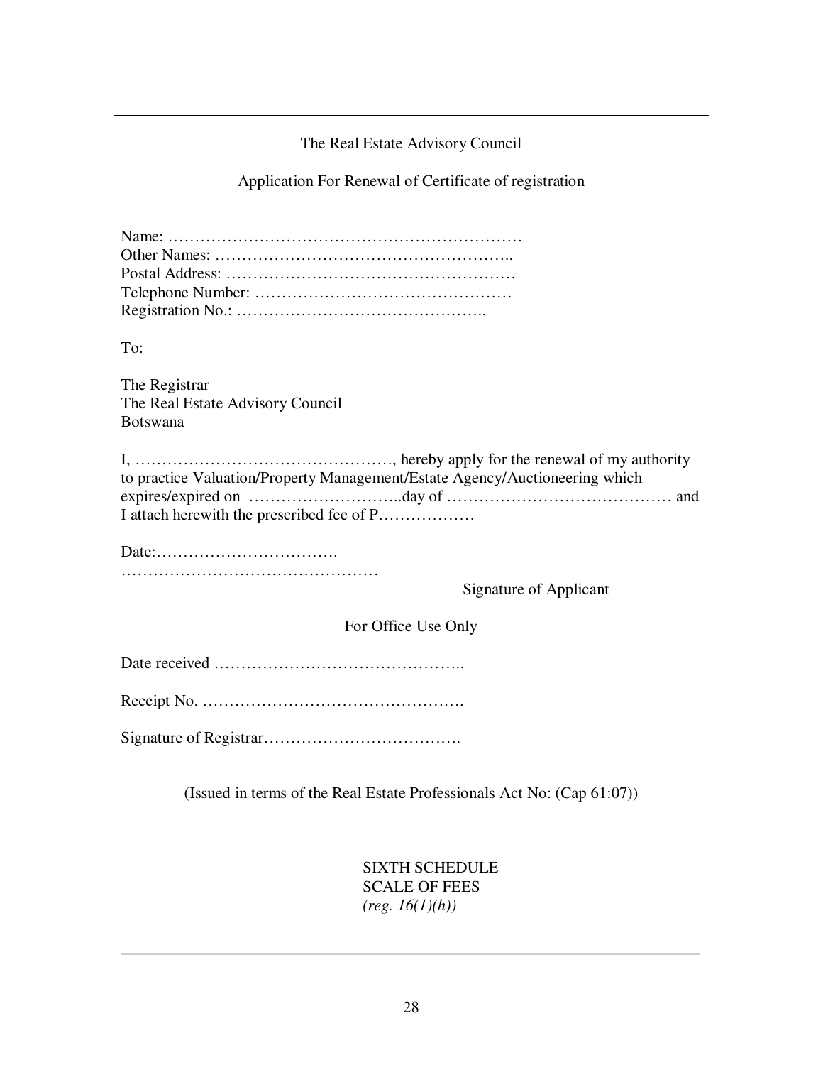The Real Estate Advisory Council

Application For Renewal of Certificate of registration

Name: …………………………………………………………
Other Names: ………………………………………………..
Postal Address: ………………………………………………
Telephone Number: …………………………………………
Registration No.: ………………………………………..

To:

The Registrar
The Real Estate Advisory Council
Botswana

I, …………………………………………, hereby apply for the renewal of my authority to practice Valuation/Property Management/Estate Agency/Auctioneering which expires/expired on ………………………..day of …………………………………… and I attach herewith the prescribed fee of P………………

Date:…………………………….

…………………………………………
Signature of Applicant

For Office Use Only

Date received ………………………………………..

Receipt No. ………………………………………….

Signature of Registrar……………………………….

(Issued in terms of the Real Estate Professionals Act No: (Cap 61:07))

SIXTH SCHEDULE
SCALE OF FEES
*(reg. 16(1)(h))*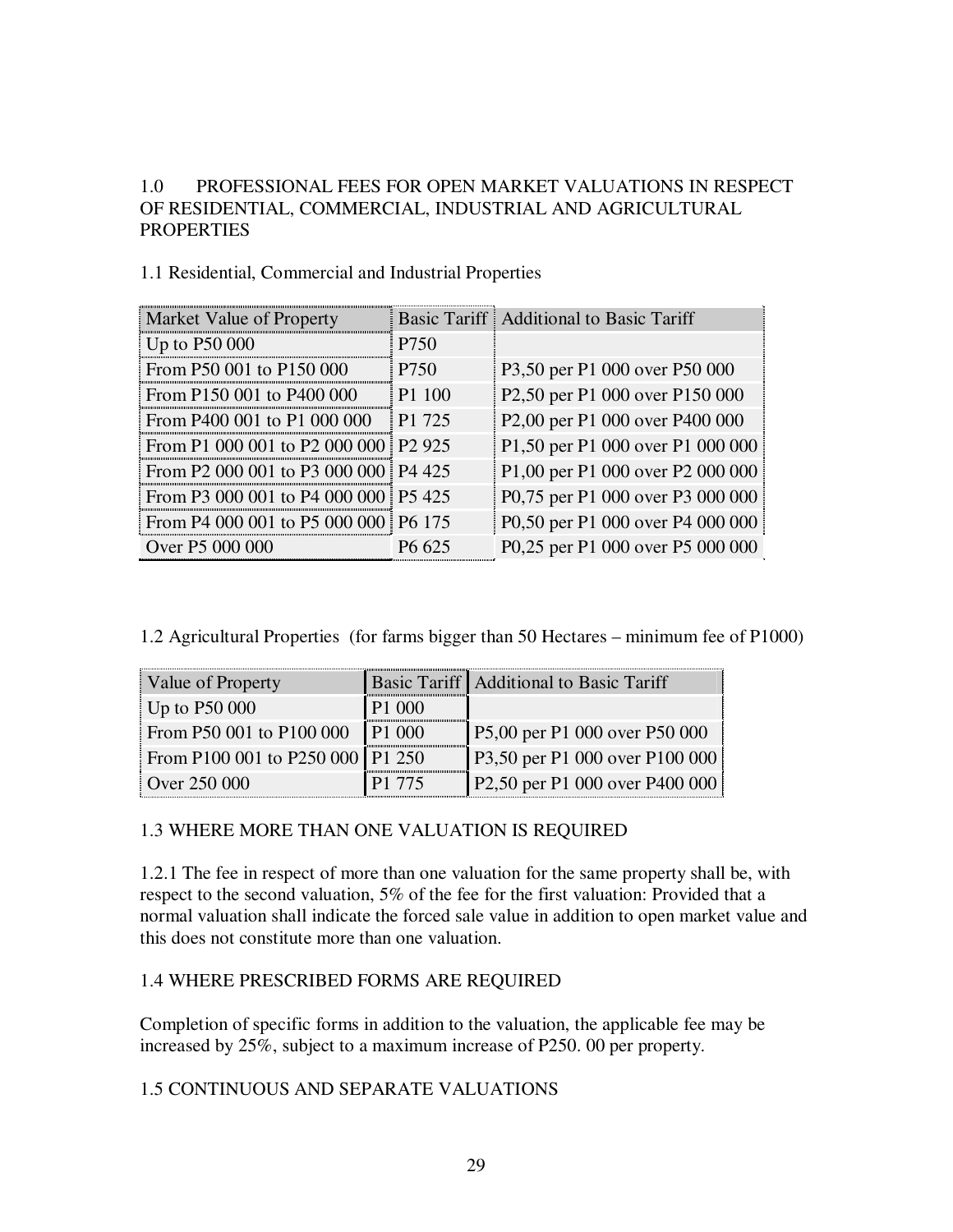## 1.0 PROFESSIONAL FEES FOR OPEN MARKET VALUATIONS IN RESPECT OF RESIDENTIAL, COMMERCIAL, INDUSTRIAL AND AGRICULTURAL PROPERTIES

### 1.1 Residential, Commercial and Industrial Properties

| Market Value of Property | Basic Tariff | Additional to Basic Tariff |
|---|---|---|
| Up to P50 000 | P750 | |
| From P50 001 to P150 000 | P750 | P3,50 per P1 000 over P50 000 |
| From P150 001 to P400 000 | P1 100 | P2,50 per P1 000 over P150 000 |
| From P400 001 to P1 000 000 | P1 725 | P2,00 per P1 000 over P400 000 |
| From P1 000 001 to P2 000 000 | P2 925 | P1,50 per P1 000 over P1 000 000 |
| From P2 000 001 to P3 000 000 | P4 425 | P1,00 per P1 000 over P2 000 000 |
| From P3 000 001 to P4 000 000 | P5 425 | P0,75 per P1 000 over P3 000 000 |
| From P4 000 001 to P5 000 000 | P6 175 | P0,50 per P1 000 over P4 000 000 |
| Over P5 000 000 | P6 625 | P0,25 per P1 000 over P5 000 000 |

### 1.2 Agricultural Properties (for farms bigger than 50 Hectares – minimum fee of P1000)

| Value of Property | Basic Tariff | Additional to Basic Tariff |
|---|---|---|
| Up to P50 000 | P1 000 | |
| From P50 001 to P100 000 | P1 000 | P5,00 per P1 000 over P50 000 |
| From P100 001 to P250 000 | P1 250 | P3,50 per P1 000 over P100 000 |
| Over 250 000 | P1 775 | P2,50 per P1 000 over P400 000 |

### 1.3 WHERE MORE THAN ONE VALUATION IS REQUIRED

1.2.1 The fee in respect of more than one valuation for the same property shall be, with respect to the second valuation, 5% of the fee for the first valuation: Provided that a normal valuation shall indicate the forced sale value in addition to open market value and this does not constitute more than one valuation.

### 1.4 WHERE PRESCRIBED FORMS ARE REQUIRED

Completion of specific forms in addition to the valuation, the applicable fee may be increased by 25%, subject to a maximum increase of P250. 00 per property.

### 1.5 CONTINUOUS AND SEPARATE VALUATIONS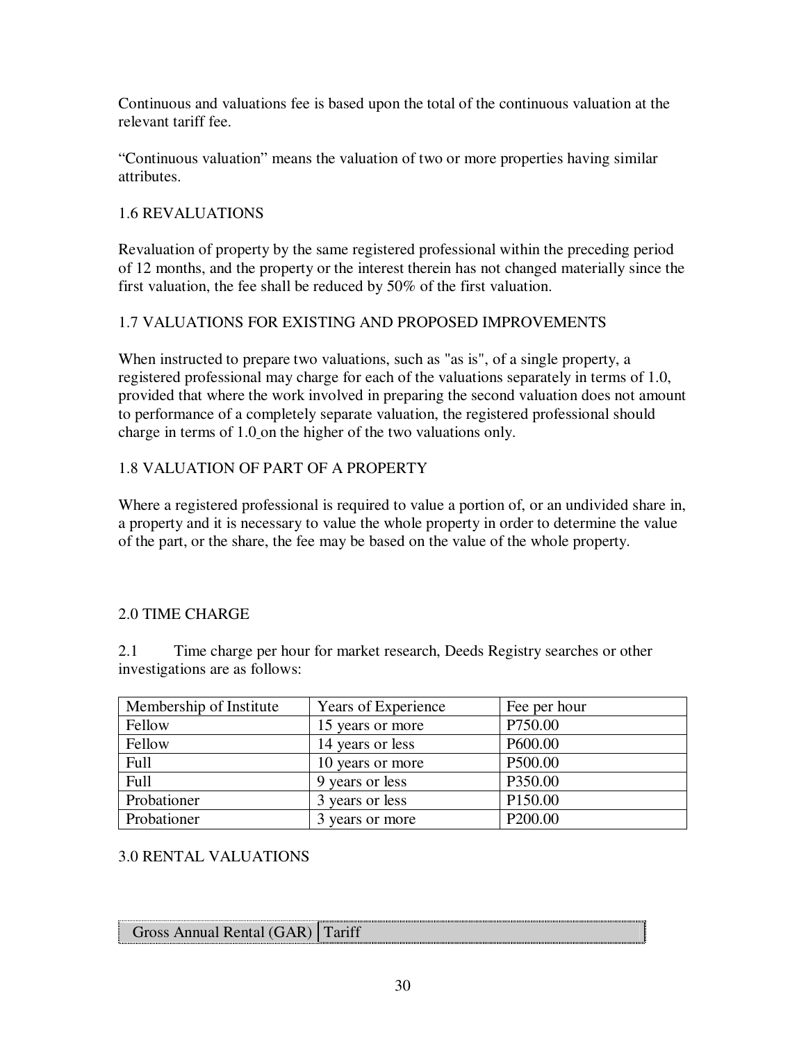Continuous and valuations fee is based upon the total of the continuous valuation at the relevant tariff fee.

"Continuous valuation" means the valuation of two or more properties having similar attributes.

## 1.6 REVALUATIONS

Revaluation of property by the same registered professional within the preceding period of 12 months, and the property or the interest therein has not changed materially since the first valuation, the fee shall be reduced by 50% of the first valuation.

## 1.7 VALUATIONS FOR EXISTING AND PROPOSED IMPROVEMENTS

When instructed to prepare two valuations, such as "as is", of a single property, a registered professional may charge for each of the valuations separately in terms of 1.0, provided that where the work involved in preparing the second valuation does not amount to performance of a completely separate valuation, the registered professional should charge in terms of 1.0 on the higher of the two valuations only.

## 1.8 VALUATION OF PART OF A PROPERTY

Where a registered professional is required to value a portion of, or an undivided share in, a property and it is necessary to value the whole property in order to determine the value of the part, or the share, the fee may be based on the value of the whole property.

## 2.0 TIME CHARGE

2.1 Time charge per hour for market research, Deeds Registry searches or other investigations are as follows:

| Membership of Institute | Years of Experience | Fee per hour |
|---|---|---|
| Fellow | 15 years or more | P750.00 |
| Fellow | 14 years or less | P600.00 |
| Full | 10 years or more | P500.00 |
| Full | 9 years or less | P350.00 |
| Probationer | 3 years or less | P150.00 |
| Probationer | 3 years or more | P200.00 |

## 3.0 RENTAL VALUATIONS

| Gross Annual Rental (GAR) | Tariff |
|---|---|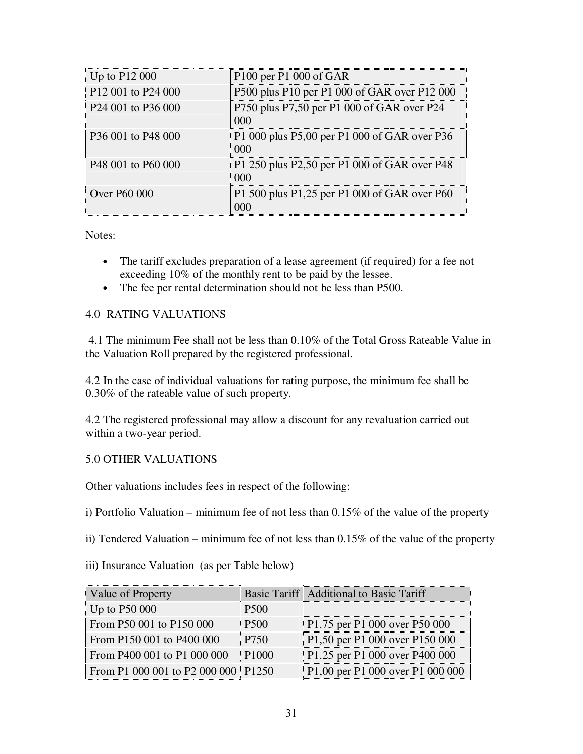| | |
|---|---|
| Up to P12 000 | P100 per P1 000 of GAR |
| P12 001 to P24 000 | P500 plus P10 per P1 000 of GAR over P12 000 |
| P24 001 to P36 000 | P750 plus P7,50 per P1 000 of GAR over P24 000 |
| P36 001 to P48 000 | P1 000 plus P5,00 per P1 000 of GAR over P36 000 |
| P48 001 to P60 000 | P1 250 plus P2,50 per P1 000 of GAR over P48 000 |
| Over P60 000 | P1 500 plus P1,25 per P1 000 of GAR over P60 000 |

Notes:

- The tariff excludes preparation of a lease agreement (if required) for a fee not exceeding 10% of the monthly rent to be paid by the lessee.
- The fee per rental determination should not be less than P500.

## 4.0 RATING VALUATIONS

4.1 The minimum Fee shall not be less than 0.10% of the Total Gross Rateable Value in the Valuation Roll prepared by the registered professional.

4.2 In the case of individual valuations for rating purpose, the minimum fee shall be 0.30% of the rateable value of such property.

4.2 The registered professional may allow a discount for any revaluation carried out within a two-year period.

## 5.0 OTHER VALUATIONS

Other valuations includes fees in respect of the following:

i) Portfolio Valuation – minimum fee of not less than 0.15% of the value of the property

ii) Tendered Valuation – minimum fee of not less than 0.15% of the value of the property

iii) Insurance Valuation (as per Table below)

| Value of Property | Basic Tariff | Additional to Basic Tariff |
|---|---|---|
| Up to P50 000 | P500 | |
| From P50 001 to P150 000 | P500 | P1.75 per P1 000 over P50 000 |
| From P150 001 to P400 000 | P750 | P1,50 per P1 000 over P150 000 |
| From P400 001 to P1 000 000 | P1000 | P1.25 per P1 000 over P400 000 |
| From P1 000 001 to P2 000 000 | P1250 | P1,00 per P1 000 over P1 000 000 |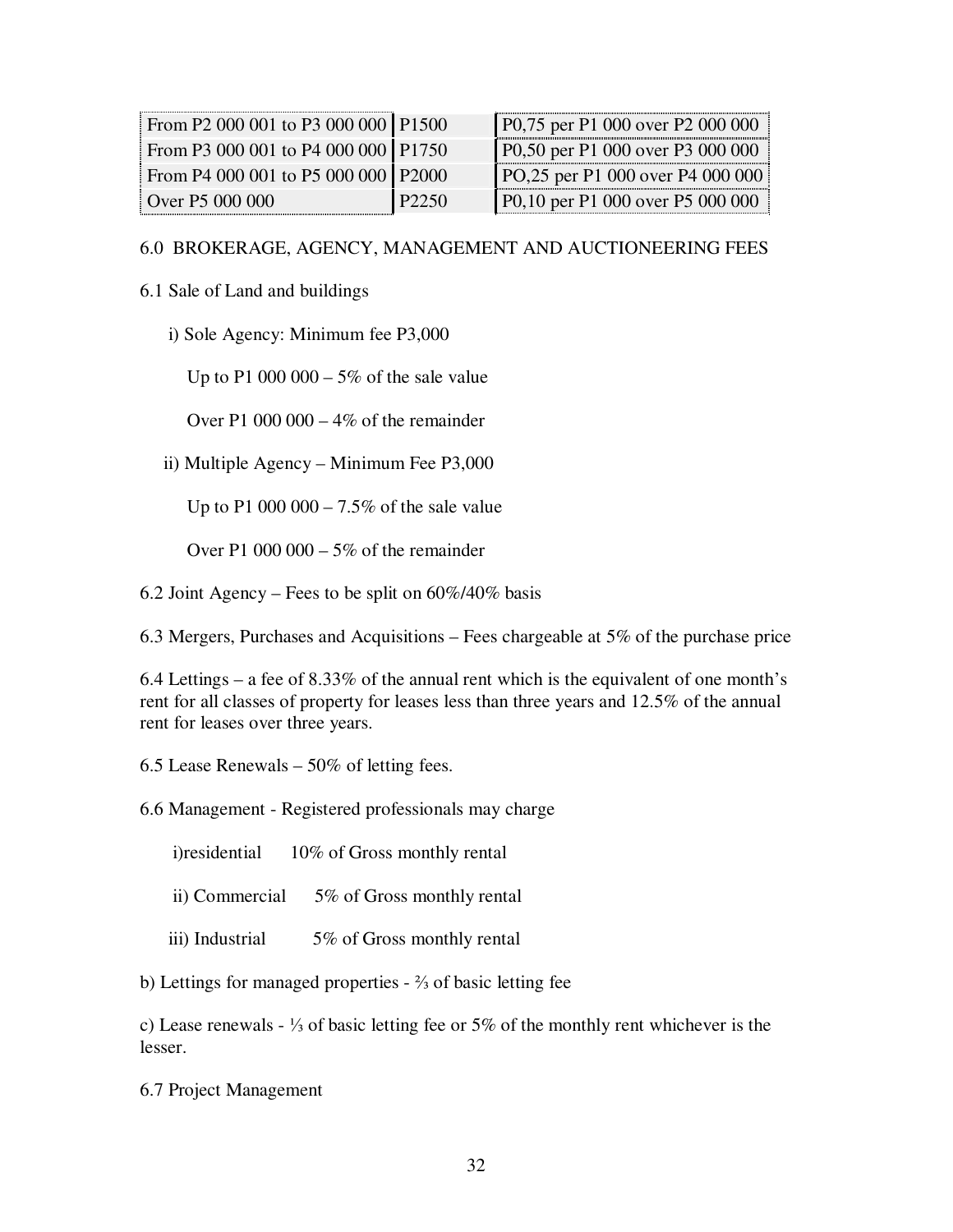| From P2 000 001 to P3 000 000 | P1500 | P0,75 per P1 000 over P2 000 000 |
|---|---|---|
| From P3 000 001 to P4 000 000 | P1750 | P0,50 per P1 000 over P3 000 000 |
| From P4 000 001 to P5 000 000 | P2000 | PO,25 per P1 000 over P4 000 000 |
| Over P5 000 000 | P2250 | P0,10 per P1 000 over P5 000 000 |

6.0 BROKERAGE, AGENCY, MANAGEMENT AND AUCTIONEERING FEES

6.1 Sale of Land and buildings

i) Sole Agency: Minimum fee P3,000

Up to P1 000 000 – 5% of the sale value

Over P1 000 000 – 4% of the remainder

ii) Multiple Agency – Minimum Fee P3,000

Up to P1 000 000 – 7.5% of the sale value

Over P1 000 000 – 5% of the remainder

6.2 Joint Agency – Fees to be split on 60%/40% basis

6.3 Mergers, Purchases and Acquisitions – Fees chargeable at 5% of the purchase price

6.4 Lettings – a fee of 8.33% of the annual rent which is the equivalent of one month's rent for all classes of property for leases less than three years and 12.5% of the annual rent for leases over three years.

6.5 Lease Renewals – 50% of letting fees.

6.6 Management - Registered professionals may charge

i)residential 10% of Gross monthly rental

ii) Commercial 5% of Gross monthly rental

iii) Industrial 5% of Gross monthly rental

b) Lettings for managed properties - ⅔ of basic letting fee

c) Lease renewals - ⅓ of basic letting fee or 5% of the monthly rent whichever is the lesser.

6.7 Project Management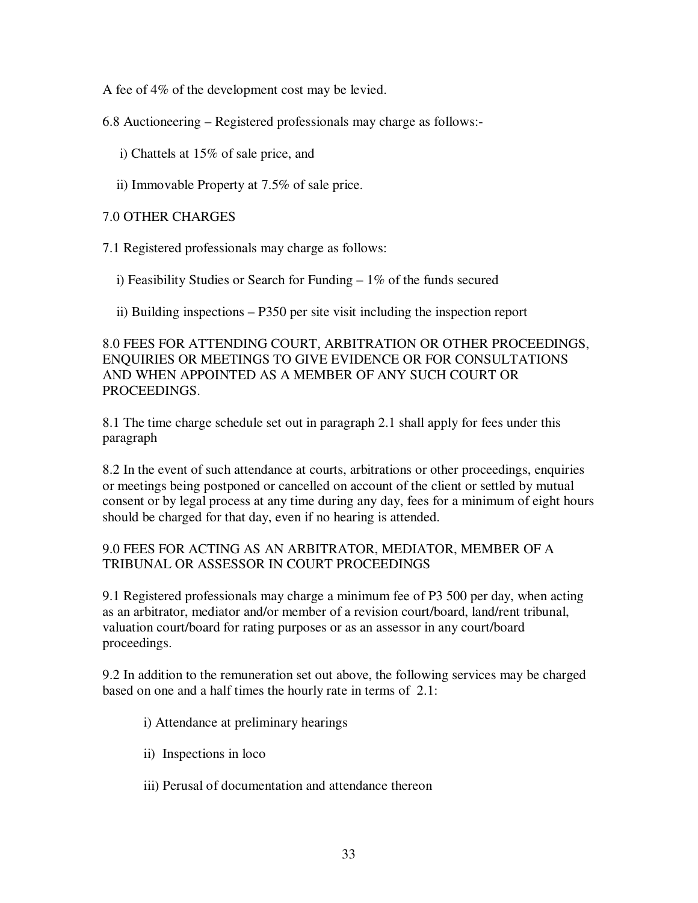A fee of 4% of the development cost may be levied.

6.8 Auctioneering – Registered professionals may charge as follows:-

i) Chattels at 15% of sale price, and

ii) Immovable Property at 7.5% of sale price.

## 7.0 OTHER CHARGES

7.1 Registered professionals may charge as follows:

i) Feasibility Studies or Search for Funding – 1% of the funds secured

ii) Building inspections – P350 per site visit including the inspection report

## 8.0 FEES FOR ATTENDING COURT, ARBITRATION OR OTHER PROCEEDINGS, ENQUIRIES OR MEETINGS TO GIVE EVIDENCE OR FOR CONSULTATIONS AND WHEN APPOINTED AS A MEMBER OF ANY SUCH COURT OR PROCEEDINGS.

8.1 The time charge schedule set out in paragraph 2.1 shall apply for fees under this paragraph

8.2 In the event of such attendance at courts, arbitrations or other proceedings, enquiries or meetings being postponed or cancelled on account of the client or settled by mutual consent or by legal process at any time during any day, fees for a minimum of eight hours should be charged for that day, even if no hearing is attended.

## 9.0 FEES FOR ACTING AS AN ARBITRATOR, MEDIATOR, MEMBER OF A TRIBUNAL OR ASSESSOR IN COURT PROCEEDINGS

9.1 Registered professionals may charge a minimum fee of P3 500 per day, when acting as an arbitrator, mediator and/or member of a revision court/board, land/rent tribunal, valuation court/board for rating purposes or as an assessor in any court/board proceedings.

9.2 In addition to the remuneration set out above, the following services may be charged based on one and a half times the hourly rate in terms of 2.1:

i) Attendance at preliminary hearings

ii) Inspections in loco

iii) Perusal of documentation and attendance thereon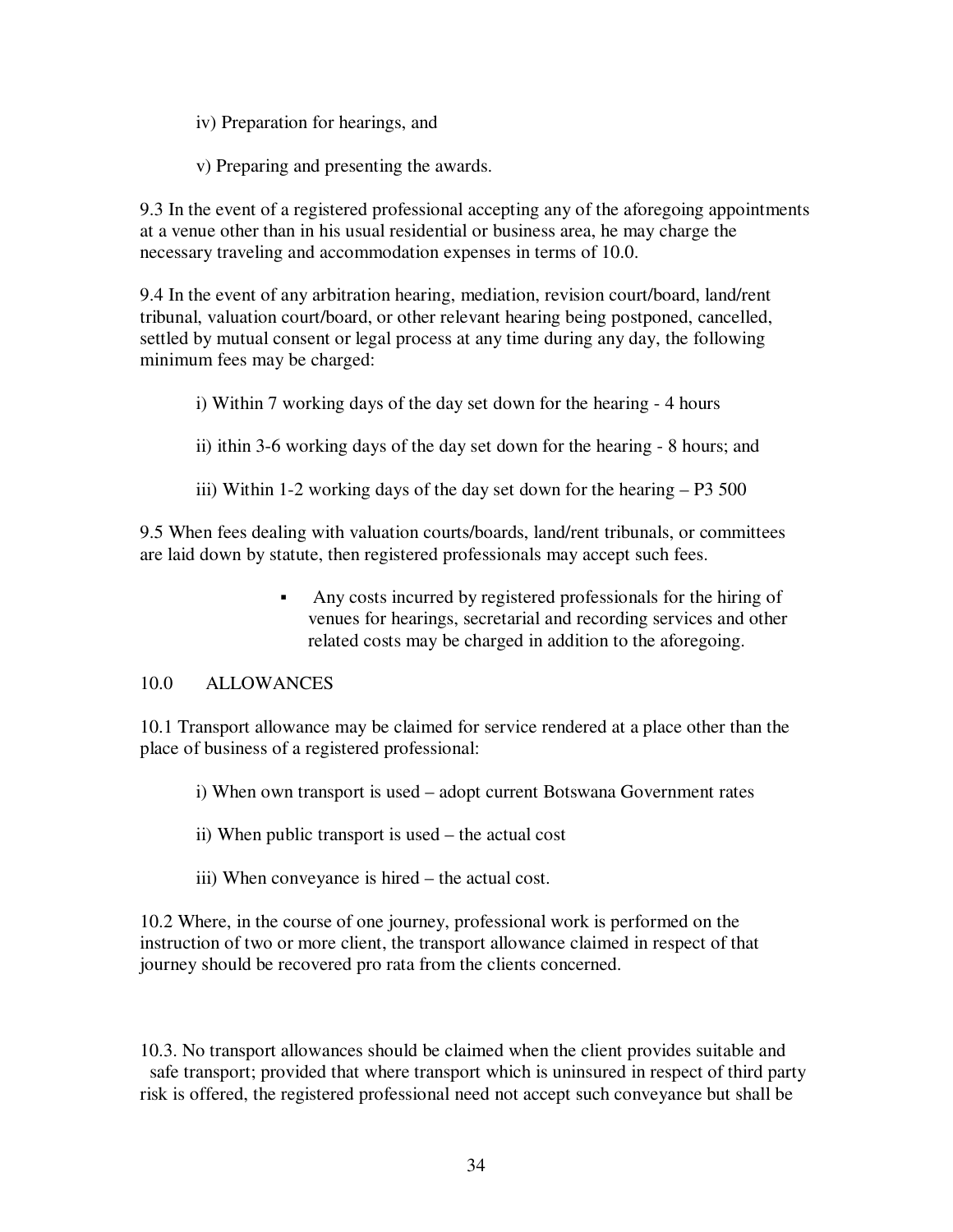iv) Preparation for hearings, and

v) Preparing and presenting the awards.

9.3 In the event of a registered professional accepting any of the aforegoing appointments at a venue other than in his usual residential or business area, he may charge the necessary traveling and accommodation expenses in terms of 10.0.

9.4 In the event of any arbitration hearing, mediation, revision court/board, land/rent tribunal, valuation court/board, or other relevant hearing being postponed, cancelled, settled by mutual consent or legal process at any time during any day, the following minimum fees may be charged:

i) Within 7 working days of the day set down for the hearing - 4 hours

ii) ithin 3-6 working days of the day set down for the hearing - 8 hours; and

iii) Within 1-2 working days of the day set down for the hearing – P3 500

9.5 When fees dealing with valuation courts/boards, land/rent tribunals, or committees are laid down by statute, then registered professionals may accept such fees.

- Any costs incurred by registered professionals for the hiring of venues for hearings, secretarial and recording services and other related costs may be charged in addition to the aforegoing.

## 10.0 ALLOWANCES

10.1 Transport allowance may be claimed for service rendered at a place other than the place of business of a registered professional:

i) When own transport is used – adopt current Botswana Government rates

ii) When public transport is used – the actual cost

iii) When conveyance is hired – the actual cost.

10.2 Where, in the course of one journey, professional work is performed on the instruction of two or more client, the transport allowance claimed in respect of that journey should be recovered pro rata from the clients concerned.

10.3. No transport allowances should be claimed when the client provides suitable and safe transport; provided that where transport which is uninsured in respect of third party risk is offered, the registered professional need not accept such conveyance but shall be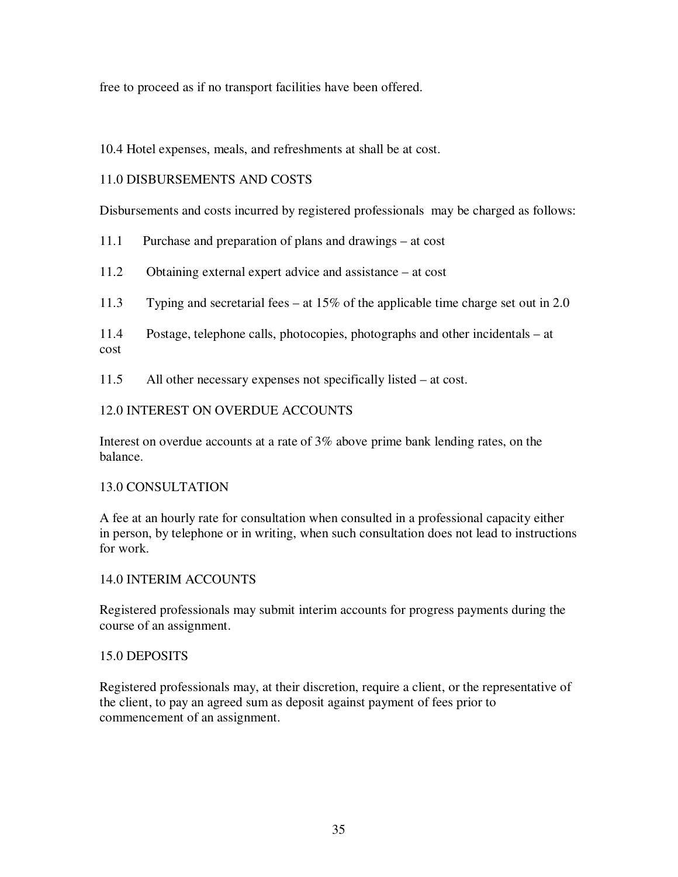free to proceed as if no transport facilities have been offered.

10.4 Hotel expenses, meals, and refreshments at shall be at cost.

## 11.0 DISBURSEMENTS AND COSTS

Disbursements and costs incurred by registered professionals may be charged as follows:

11.1 Purchase and preparation of plans and drawings – at cost

11.2 Obtaining external expert advice and assistance – at cost

11.3 Typing and secretarial fees – at 15% of the applicable time charge set out in 2.0

11.4 Postage, telephone calls, photocopies, photographs and other incidentals – at cost

11.5 All other necessary expenses not specifically listed – at cost.

## 12.0 INTEREST ON OVERDUE ACCOUNTS

Interest on overdue accounts at a rate of 3% above prime bank lending rates, on the balance.

## 13.0 CONSULTATION

A fee at an hourly rate for consultation when consulted in a professional capacity either in person, by telephone or in writing, when such consultation does not lead to instructions for work.

## 14.0 INTERIM ACCOUNTS

Registered professionals may submit interim accounts for progress payments during the course of an assignment.

## 15.0 DEPOSITS

Registered professionals may, at their discretion, require a client, or the representative of the client, to pay an agreed sum as deposit against payment of fees prior to commencement of an assignment.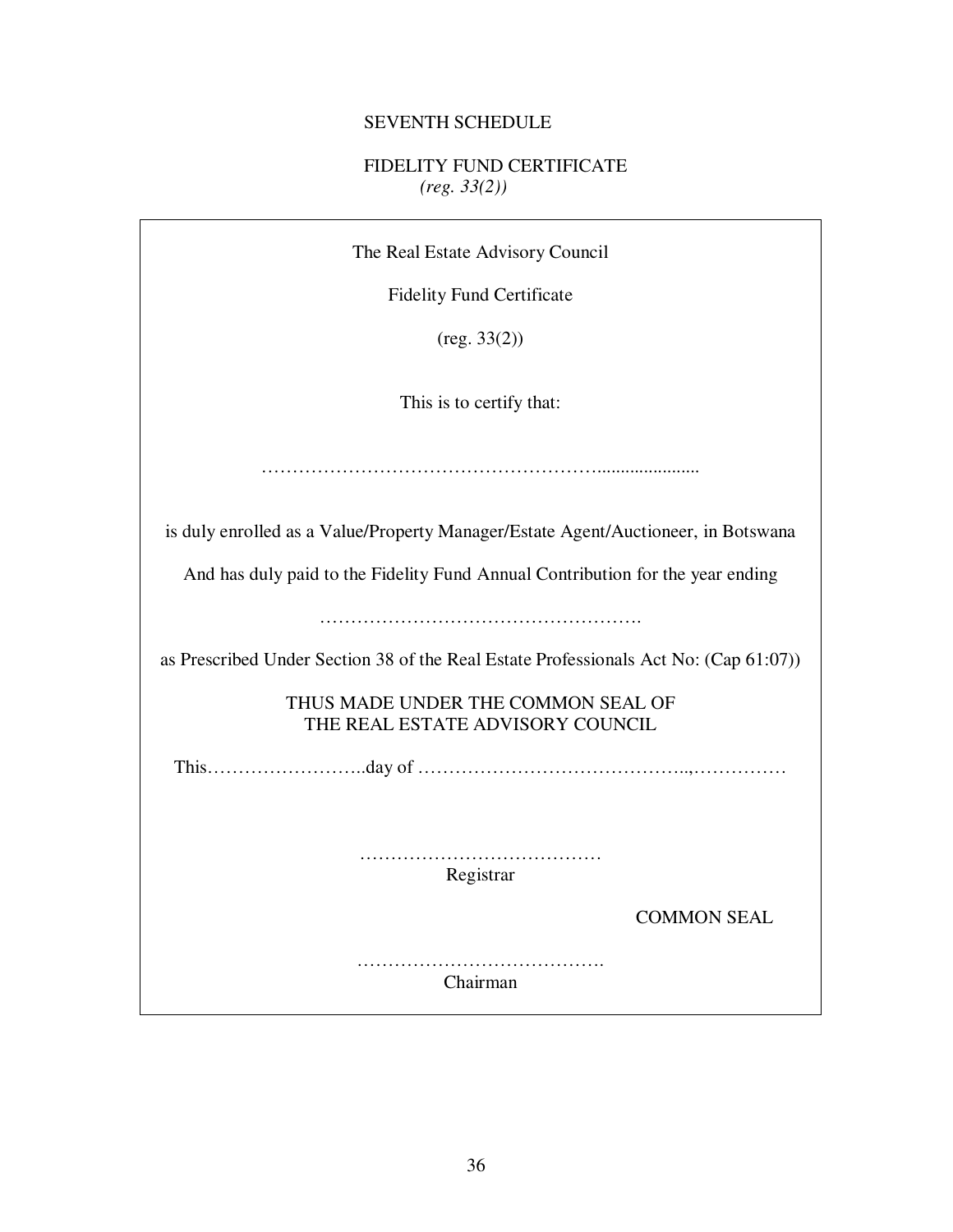# SEVENTH SCHEDULE

## FIDELITY FUND CERTIFICATE

*(reg. 33(2))*

The Real Estate Advisory Council

Fidelity Fund Certificate

(reg. 33(2))

This is to certify that:

……………………………………………….....................

is duly enrolled as a Value/Property Manager/Estate Agent/Auctioneer, in Botswana

And has duly paid to the Fidelity Fund Annual Contribution for the year ending

…………………………………………….

as Prescribed Under Section 38 of the Real Estate Professionals Act No: (Cap 61:07))

THUS MADE UNDER THE COMMON SEAL OF
THE REAL ESTATE ADVISORY COUNCIL

This……………………..day of ……………………………………..,……………

…………………………………
Registrar

COMMON SEAL

………………………………….
Chairman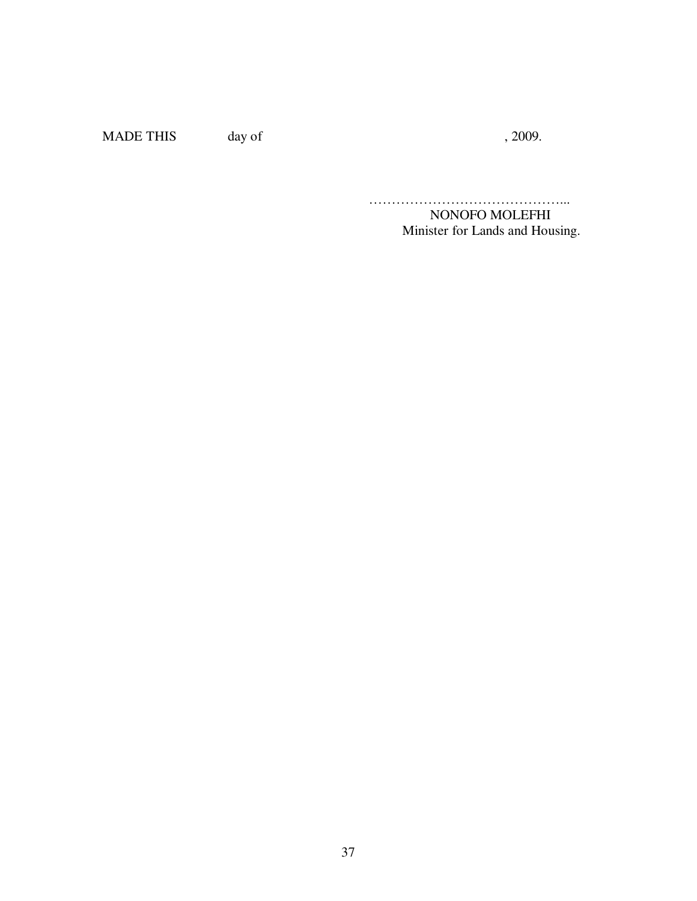MADE THIS day of , 2009.

……………………………………...
NONOFO MOLEFHI
Minister for Lands and Housing.